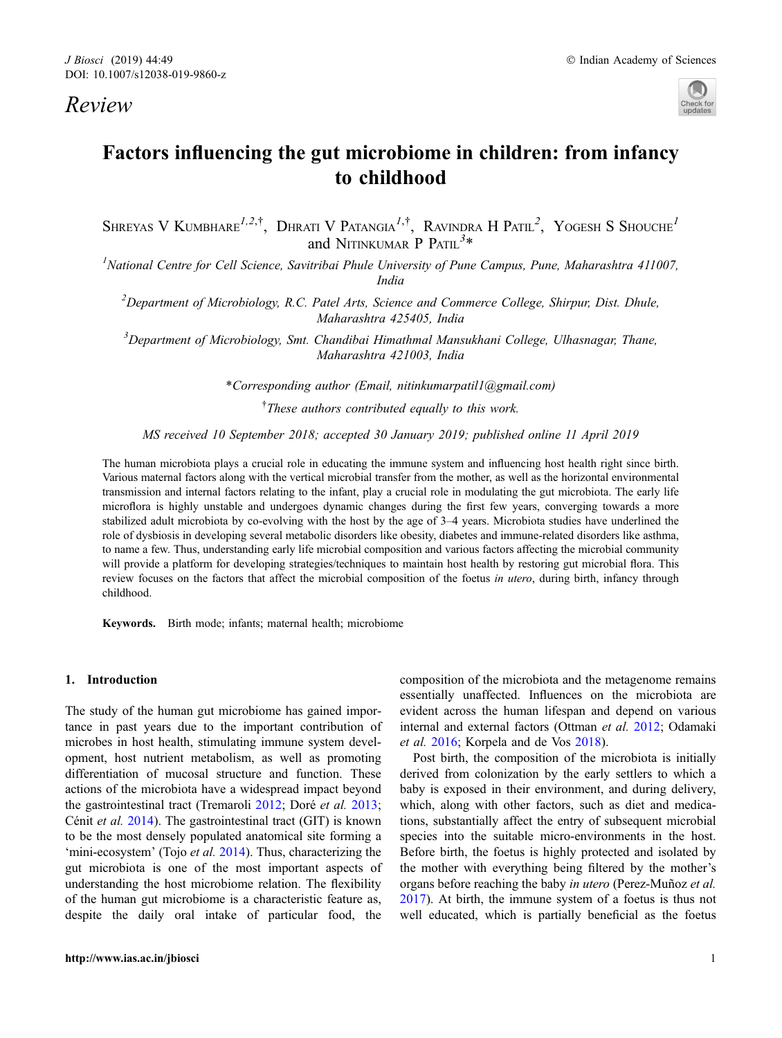*Review*

# Factors influencing the gut microbiome in children: from infancy to childhood

Shreyas V Kumbhare[1,2,†], Dhrati V Patangia[1,†], Ravindra H Patil[2], Yogesh S Shouche[1] and Nitinkumar P Patil[3]*

[1]*National Centre for Cell Science, Savitribai Phule University of Pune Campus, Pune, Maharashtra 411007, India*

[2]*Department of Microbiology, R.C. Patel Arts, Science and Commerce College, Shirpur, Dist. Dhule, Maharashtra 425405, India*

[3]*Department of Microbiology, Smt. Chandibai Himathmal Mansukhani College, Ulhasnagar, Thane, Maharashtra 421003, India*

*Corresponding author (Email, nitinkumarpatil1@gmail.com)

[†]*These authors contributed equally to this work.*

*MS received 10 September 2018; accepted 30 January 2019; published online 11 April 2019*

The human microbiota plays a crucial role in educating the immune system and influencing host health right since birth. Various maternal factors along with the vertical microbial transfer from the mother, as well as the horizontal environmental transmission and internal factors relating to the infant, play a crucial role in modulating the gut microbiota. The early life microflora is highly unstable and undergoes dynamic changes during the first few years, converging towards a more stabilized adult microbiota by co-evolving with the host by the age of 3–4 years. Microbiota studies have underlined the role of dysbiosis in developing several metabolic disorders like obesity, diabetes and immune-related disorders like asthma, to name a few. Thus, understanding early life microbial composition and various factors affecting the microbial community will provide a platform for developing strategies/techniques to maintain host health by restoring gut microbial flora. This review focuses on the factors that affect the microbial composition of the foetus *in utero*, during birth, infancy through childhood.

**Keywords.** Birth mode; infants; maternal health; microbiome

## 1. Introduction

The study of the human gut microbiome has gained importance in past years due to the important contribution of microbes in host health, stimulating immune system development, host nutrient metabolism, as well as promoting differentiation of mucosal structure and function. These actions of the microbiota have a widespread impact beyond the gastrointestinal tract (Tremaroli 2012; Doré *et al.* 2013; Cénit *et al.* 2014). The gastrointestinal tract (GIT) is known to be the most densely populated anatomical site forming a 'mini-ecosystem' (Tojo *et al.* 2014). Thus, characterizing the gut microbiota is one of the most important aspects of understanding the host microbiome relation. The flexibility of the human gut microbiome is a characteristic feature as, despite the daily oral intake of particular food, the composition of the microbiota and the metagenome remains essentially unaffected. Influences on the microbiota are evident across the human lifespan and depend on various internal and external factors (Ottman *et al.* 2012; Odamaki *et al.* 2016; Korpela and de Vos 2018).

Post birth, the composition of the microbiota is initially derived from colonization by the early settlers to which a baby is exposed in their environment, and during delivery, which, along with other factors, such as diet and medications, substantially affect the entry of subsequent microbial species into the suitable micro-environments in the host. Before birth, the foetus is highly protected and isolated by the mother with everything being filtered by the mother's organs before reaching the baby *in utero* (Perez-Muñoz *et al.* 2017). At birth, the immune system of a foetus is thus not well educated, which is partially beneficial as the foetus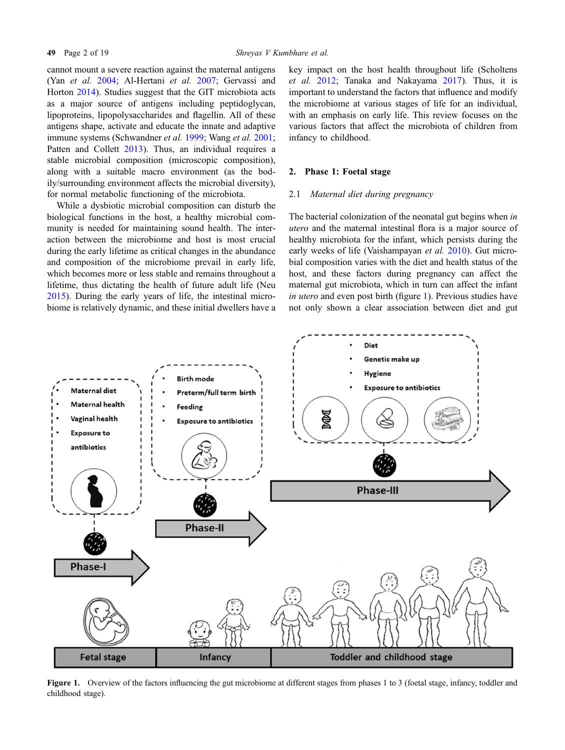cannot mount a severe reaction against the maternal antigens (Yan *et al.* 2004; Al-Hertani *et al.* 2007; Gervassi and Horton 2014). Studies suggest that the GIT microbiota acts as a major source of antigens including peptidoglycan, lipoproteins, lipopolysaccharides and flagellin. All of these antigens shape, activate and educate the innate and adaptive immune systems (Schwandner *et al.* 1999; Wang *et al.* 2001; Patten and Collett 2013). Thus, an individual requires a stable microbial composition (microscopic composition), along with a suitable macro environment (as the bodily/surrounding environment affects the microbial diversity), for normal metabolic functioning of the microbiota.

While a dysbiotic microbial composition can disturb the biological functions in the host, a healthy microbial community is needed for maintaining sound health. The interaction between the microbiome and host is most crucial during the early lifetime as critical changes in the abundance and composition of the microbiome prevail in early life, which becomes more or less stable and remains throughout a lifetime, thus dictating the health of future adult life (Neu 2015). During the early years of life, the intestinal microbiome is relatively dynamic, and these initial dwellers have a key impact on the host health throughout life (Scholtens *et al.* 2012; Tanaka and Nakayama 2017). Thus, it is important to understand the factors that influence and modify the microbiome at various stages of life for an individual, with an emphasis on early life. This review focuses on the various factors that affect the microbiota of children from infancy to childhood.

## 2. Phase 1: Foetal stage

### 2.1 *Maternal diet during pregnancy*

The bacterial colonization of the neonatal gut begins when *in utero* and the maternal intestinal flora is a major source of healthy microbiota for the infant, which persists during the early weeks of life (Vaishampayan *et al.* 2010). Gut microbial composition varies with the diet and health status of the host, and these factors during pregnancy can affect the maternal gut microbiota, which in turn can affect the infant *in utero* and even post birth (figure 1). Previous studies have not only shown a clear association between diet and gut

**Figure 1.** Overview of the factors influencing the gut microbiome at different stages from phases 1 to 3 (foetal stage, infancy, toddler and childhood stage).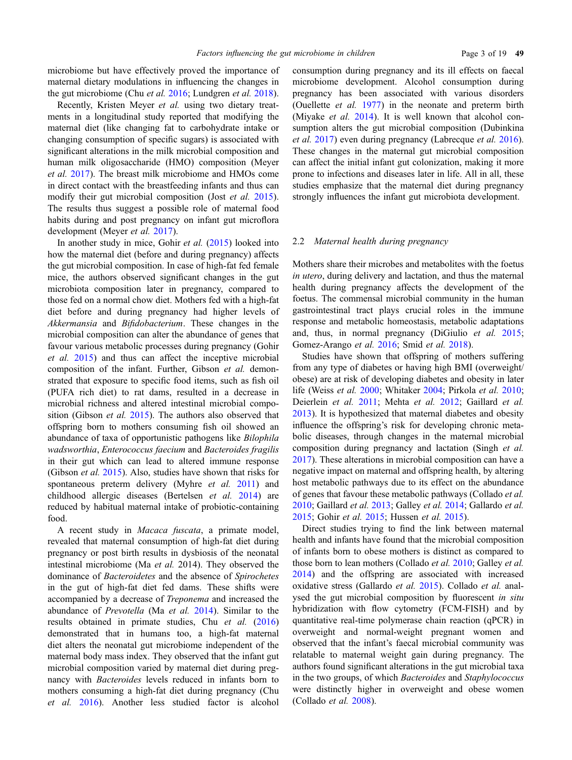microbiome but have effectively proved the importance of maternal dietary modulations in influencing the changes in the gut microbiome (Chu *et al.* 2016; Lundgren *et al.* 2018).

Recently, Kristen Meyer *et al.* using two dietary treatments in a longitudinal study reported that modifying the maternal diet (like changing fat to carbohydrate intake or changing consumption of specific sugars) is associated with significant alterations in the milk microbial composition and human milk oligosaccharide (HMO) composition (Meyer *et al.* 2017). The breast milk microbiome and HMOs come in direct contact with the breastfeeding infants and thus can modify their gut microbial composition (Jost *et al.* 2015). The results thus suggest a possible role of maternal food habits during and post pregnancy on infant gut microflora development (Meyer *et al.* 2017).

In another study in mice, Gohir *et al.* (2015) looked into how the maternal diet (before and during pregnancy) affects the gut microbial composition. In case of high-fat fed female mice, the authors observed significant changes in the gut microbiota composition later in pregnancy, compared to those fed on a normal chow diet. Mothers fed with a high-fat diet before and during pregnancy had higher levels of *Akkermansia* and *Bifidobacterium*. These changes in the microbial composition can alter the abundance of genes that favour various metabolic processes during pregnancy (Gohir *et al.* 2015) and thus can affect the inceptive microbial composition of the infant. Further, Gibson *et al.* demonstrated that exposure to specific food items, such as fish oil (PUFA rich diet) to rat dams, resulted in a decrease in microbial richness and altered intestinal microbial composition (Gibson *et al.* 2015). The authors also observed that offspring born to mothers consuming fish oil showed an abundance of taxa of opportunistic pathogens like *Bilophila wadsworthia*, *Enterococcus faecium* and *Bacteroides fragilis* in their gut which can lead to altered immune response (Gibson *et al.* 2015). Also, studies have shown that risks for spontaneous preterm delivery (Myhre *et al.* 2011) and childhood allergic diseases (Bertelsen *et al.* 2014) are reduced by habitual maternal intake of probiotic-containing food.

A recent study in *Macaca fuscata*, a primate model, revealed that maternal consumption of high-fat diet during pregnancy or post birth results in dysbiosis of the neonatal intestinal microbiome (Ma *et al.* 2014). They observed the dominance of *Bacteroidetes* and the absence of *Spirochetes* in the gut of high-fat diet fed dams. These shifts were accompanied by a decrease of *Treponema* and increased the abundance of *Prevotella* (Ma *et al.* 2014). Similar to the results obtained in primate studies, Chu *et al.* (2016) demonstrated that in humans too, a high-fat maternal diet alters the neonatal gut microbiome independent of the maternal body mass index. They observed that the infant gut microbial composition varied by maternal diet during pregnancy with *Bacteroides* levels reduced in infants born to mothers consuming a high-fat diet during pregnancy (Chu *et al.* 2016). Another less studied factor is alcohol consumption during pregnancy and its ill effects on faecal microbiome development. Alcohol consumption during pregnancy has been associated with various disorders (Ouellette *et al.* 1977) in the neonate and preterm birth (Miyake *et al.* 2014). It is well known that alcohol consumption alters the gut microbial composition (Dubinkina *et al.* 2017) even during pregnancy (Labrecque *et al.* 2016). These changes in the maternal gut microbial composition can affect the initial infant gut colonization, making it more prone to infections and diseases later in life. All in all, these studies emphasize that the maternal diet during pregnancy strongly influences the infant gut microbiota development.

### 2.2 *Maternal health during pregnancy*

Mothers share their microbes and metabolites with the foetus *in utero*, during delivery and lactation, and thus the maternal health during pregnancy affects the development of the foetus. The commensal microbial community in the human gastrointestinal tract plays crucial roles in the immune response and metabolic homeostasis, metabolic adaptations and, thus, in normal pregnancy (DiGiulio *et al.* 2015; Gomez-Arango *et al.* 2016; Smid *et al.* 2018).

Studies have shown that offspring of mothers suffering from any type of diabetes or having high BMI (overweight/obese) are at risk of developing diabetes and obesity in later life (Weiss *et al.* 2000; Whitaker 2004; Pirkola *et al.* 2010; Deierlein *et al.* 2011; Mehta *et al.* 2012; Gaillard *et al.* 2013). It is hypothesized that maternal diabetes and obesity influence the offspring's risk for developing chronic metabolic diseases, through changes in the maternal microbial composition during pregnancy and lactation (Singh *et al.* 2017). These alterations in microbial composition can have a negative impact on maternal and offspring health, by altering host metabolic pathways due to its effect on the abundance of genes that favour these metabolic pathways (Collado *et al.* 2010; Gaillard *et al.* 2013; Galley *et al.* 2014; Gallardo *et al.* 2015; Gohir *et al.* 2015; Hussen *et al.* 2015).

Direct studies trying to find the link between maternal health and infants have found that the microbial composition of infants born to obese mothers is distinct as compared to those born to lean mothers (Collado *et al.* 2010; Galley *et al.* 2014) and the offspring are associated with increased oxidative stress (Gallardo *et al.* 2015). Collado *et al.* analysed the gut microbial composition by fluorescent *in situ* hybridization with flow cytometry (FCM-FISH) and by quantitative real-time polymerase chain reaction (qPCR) in overweight and normal-weight pregnant women and observed that the infant's faecal microbial community was relatable to maternal weight gain during pregnancy. The authors found significant alterations in the gut microbial taxa in the two groups, of which *Bacteroides* and *Staphylococcus* were distinctly higher in overweight and obese women (Collado *et al.* 2008).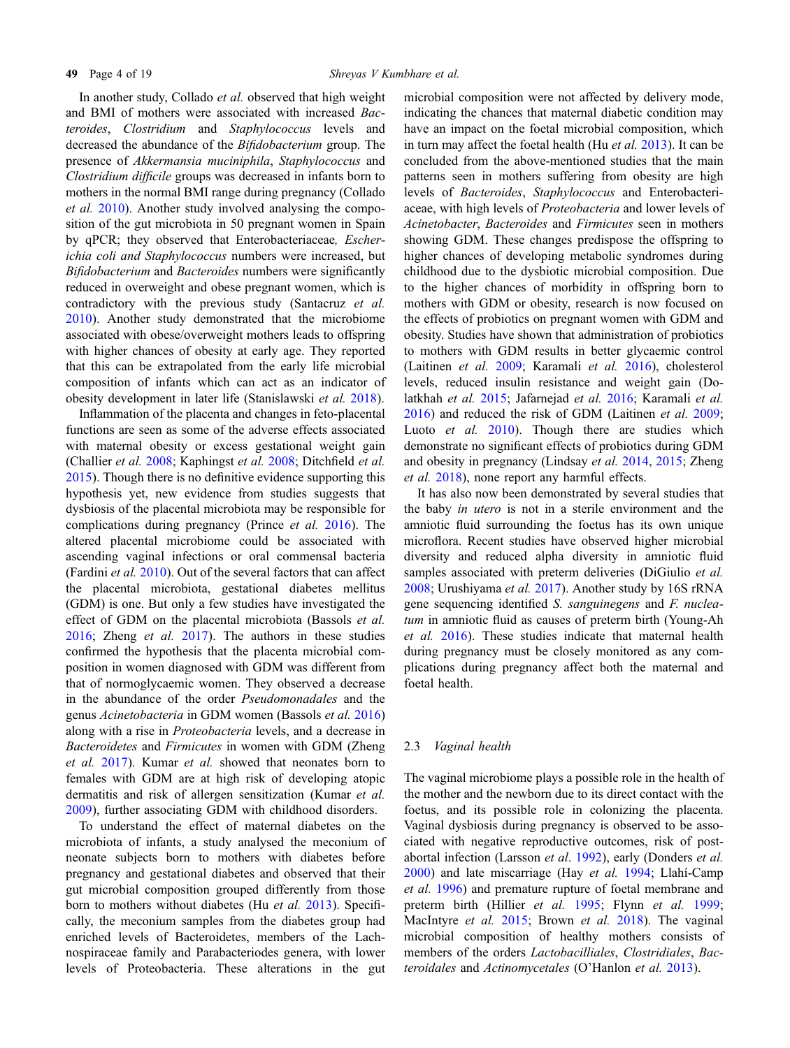In another study, Collado *et al.* observed that high weight and BMI of mothers were associated with increased *Bacteroides*, *Clostridium* and *Staphylococcus* levels and decreased the abundance of the *Bifidobacterium* group. The presence of *Akkermansia muciniphila*, *Staphylococcus* and *Clostridium difficile* groups was decreased in infants born to mothers in the normal BMI range during pregnancy (Collado *et al.* 2010). Another study involved analysing the composition of the gut microbiota in 50 pregnant women in Spain by qPCR; they observed that Enterobacteriaceae*, Escherichia coli and Staphylococcus* numbers were increased, but *Bifidobacterium* and *Bacteroides* numbers were significantly reduced in overweight and obese pregnant women, which is contradictory with the previous study (Santacruz *et al.* 2010). Another study demonstrated that the microbiome associated with obese/overweight mothers leads to offspring with higher chances of obesity at early age. They reported that this can be extrapolated from the early life microbial composition of infants which can act as an indicator of obesity development in later life (Stanislawski *et al.* 2018).

Inflammation of the placenta and changes in feto-placental functions are seen as some of the adverse effects associated with maternal obesity or excess gestational weight gain (Challier *et al.* 2008; Kaphingst *et al.* 2008; Ditchfield *et al.* 2015). Though there is no definitive evidence supporting this hypothesis yet, new evidence from studies suggests that dysbiosis of the placental microbiota may be responsible for complications during pregnancy (Prince *et al.* 2016). The altered placental microbiome could be associated with ascending vaginal infections or oral commensal bacteria (Fardini *et al.* 2010). Out of the several factors that can affect the placental microbiota, gestational diabetes mellitus (GDM) is one. But only a few studies have investigated the effect of GDM on the placental microbiota (Bassols *et al.* 2016; Zheng *et al.* 2017). The authors in these studies confirmed the hypothesis that the placenta microbial composition in women diagnosed with GDM was different from that of normoglycaemic women. They observed a decrease in the abundance of the order *Pseudomonadales* and the genus *Acinetobacteria* in GDM women (Bassols *et al.* 2016) along with a rise in *Proteobacteria* levels, and a decrease in *Bacteroidetes* and *Firmicutes* in women with GDM (Zheng *et al.* 2017). Kumar *et al.* showed that neonates born to females with GDM are at high risk of developing atopic dermatitis and risk of allergen sensitization (Kumar *et al.* 2009), further associating GDM with childhood disorders.

To understand the effect of maternal diabetes on the microbiota of infants, a study analysed the meconium of neonate subjects born to mothers with diabetes before pregnancy and gestational diabetes and observed that their gut microbial composition grouped differently from those born to mothers without diabetes (Hu *et al.* 2013). Specifically, the meconium samples from the diabetes group had enriched levels of Bacteroidetes, members of the Lachnospiraceae family and Parabacteriodes genera, with lower levels of Proteobacteria. These alterations in the gut microbial composition were not affected by delivery mode, indicating the chances that maternal diabetic condition may have an impact on the foetal microbial composition, which in turn may affect the foetal health (Hu *et al.* 2013). It can be concluded from the above-mentioned studies that the main patterns seen in mothers suffering from obesity are high levels of *Bacteroides*, *Staphylococcus* and Enterobacteriaceae, with high levels of *Proteobacteria* and lower levels of *Acinetobacter*, *Bacteroides* and *Firmicutes* seen in mothers showing GDM. These changes predispose the offspring to higher chances of developing metabolic syndromes during childhood due to the dysbiotic microbial composition. Due to the higher chances of morbidity in offspring born to mothers with GDM or obesity, research is now focused on the effects of probiotics on pregnant women with GDM and obesity. Studies have shown that administration of probiotics to mothers with GDM results in better glycaemic control (Laitinen *et al.* 2009; Karamali *et al.* 2016), cholesterol levels, reduced insulin resistance and weight gain (Dolatkhah *et al.* 2015; Jafarnejad *et al.* 2016; Karamali *et al.* 2016) and reduced the risk of GDM (Laitinen *et al.* 2009; Luoto *et al.* 2010). Though there are studies which demonstrate no significant effects of probiotics during GDM and obesity in pregnancy (Lindsay *et al.* 2014, 2015; Zheng *et al.* 2018), none report any harmful effects.

It has also now been demonstrated by several studies that the baby *in utero* is not in a sterile environment and the amniotic fluid surrounding the foetus has its own unique microflora. Recent studies have observed higher microbial diversity and reduced alpha diversity in amniotic fluid samples associated with preterm deliveries (DiGiulio *et al.* 2008; Urushiyama *et al.* 2017). Another study by 16S rRNA gene sequencing identified *S. sanguinegens* and *F. nucleatum* in amniotic fluid as causes of preterm birth (Young-Ah *et al.* 2016). These studies indicate that maternal health during pregnancy must be closely monitored as any complications during pregnancy affect both the maternal and foetal health.

### 2.3 *Vaginal health*

The vaginal microbiome plays a possible role in the health of the mother and the newborn due to its direct contact with the foetus, and its possible role in colonizing the placenta. Vaginal dysbiosis during pregnancy is observed to be associated with negative reproductive outcomes, risk of post-abortal infection (Larsson *et al*. 1992), early (Donders *et al.* 2000) and late miscarriage (Hay *et al.* 1994; Llahí-Camp *et al.* 1996) and premature rupture of foetal membrane and preterm birth (Hillier *et al.* 1995; Flynn *et al.* 1999; MacIntyre *et al.* 2015; Brown *et al.* 2018). The vaginal microbial composition of healthy mothers consists of members of the orders *Lactobacilliales*, *Clostridiales*, *Bacteroidales* and *Actinomycetales* (O'Hanlon *et al.* 2013).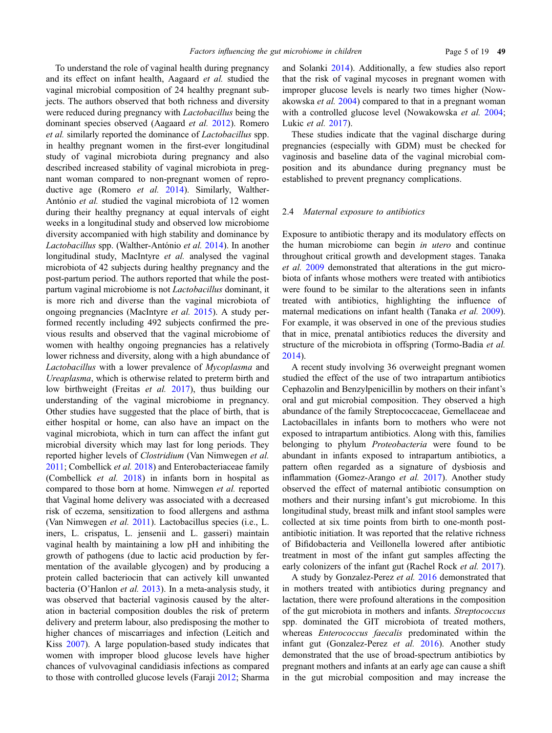To understand the role of vaginal health during pregnancy and its effect on infant health, Aagaard *et al.* studied the vaginal microbial composition of 24 healthy pregnant subjects. The authors observed that both richness and diversity were reduced during pregnancy with *Lactobacillus* being the dominant species observed (Aagaard *et al.* 2012). Romero *et al.* similarly reported the dominance of *Lactobacillus* spp. in healthy pregnant women in the first-ever longitudinal study of vaginal microbiota during pregnancy and also described increased stability of vaginal microbiota in pregnant woman compared to non-pregnant women of reproductive age (Romero *et al.* 2014). Similarly, Walther-António *et al.* studied the vaginal microbiota of 12 women during their healthy pregnancy at equal intervals of eight weeks in a longitudinal study and observed low microbiome diversity accompanied with high stability and dominance by *Lactobacillus* spp. (Walther-António *et al.* 2014). In another longitudinal study, MacIntyre *et al.* analysed the vaginal microbiota of 42 subjects during healthy pregnancy and the post-partum period. The authors reported that while the post-partum vaginal microbiome is not *Lactobacillus* dominant, it is more rich and diverse than the vaginal microbiota of ongoing pregnancies (MacIntyre *et al.* 2015). A study performed recently including 492 subjects confirmed the previous results and observed that the vaginal microbiome of women with healthy ongoing pregnancies has a relatively lower richness and diversity, along with a high abundance of *Lactobacillus* with a lower prevalence of *Mycoplasma* and *Ureaplasma*, which is otherwise related to preterm birth and low birthweight (Freitas *et al.* 2017), thus building our understanding of the vaginal microbiome in pregnancy. Other studies have suggested that the place of birth, that is either hospital or home, can also have an impact on the vaginal microbiota, which in turn can affect the infant gut microbial diversity which may last for long periods. They reported higher levels of *Clostridium* (Van Nimwegen *et al.* 2011; Combellick *et al.* 2018) and Enterobacteriaceae family (Combellick *et al.* 2018) in infants born in hospital as compared to those born at home. Nimwegen *et al.* reported that Vaginal home delivery was associated with a decreased risk of eczema, sensitization to food allergens and asthma (Van Nimwegen *et al.* 2011). Lactobacillus species (i.e., L. iners, L. crispatus, L. jensenii and L. gasseri) maintain vaginal health by maintaining a low pH and inhibiting the growth of pathogens (due to lactic acid production by fermentation of the available glycogen) and by producing a protein called bacteriocin that can actively kill unwanted bacteria (O'Hanlon *et al.* 2013). In a meta-analysis study, it was observed that bacterial vaginosis caused by the alteration in bacterial composition doubles the risk of preterm delivery and preterm labour, also predisposing the mother to higher chances of miscarriages and infection (Leitich and Kiss 2007). A large population-based study indicates that women with improper blood glucose levels have higher chances of vulvovaginal candidiasis infections as compared to those with controlled glucose levels (Faraji 2012; Sharma and Solanki 2014). Additionally, a few studies also report that the risk of vaginal mycoses in pregnant women with improper glucose levels is nearly two times higher (Nowakowska *et al.* 2004) compared to that in a pregnant woman with a controlled glucose level (Nowakowska *et al.* 2004; Lukic *et al.* 2017).

These studies indicate that the vaginal discharge during pregnancies (especially with GDM) must be checked for vaginosis and baseline data of the vaginal microbial composition and its abundance during pregnancy must be established to prevent pregnancy complications.

### 2.4 *Maternal exposure to antibiotics*

Exposure to antibiotic therapy and its modulatory effects on the human microbiome can begin *in utero* and continue throughout critical growth and development stages. Tanaka *et al.* 2009 demonstrated that alterations in the gut microbiota of infants whose mothers were treated with antibiotics were found to be similar to the alterations seen in infants treated with antibiotics, highlighting the influence of maternal medications on infant health (Tanaka *et al.* 2009). For example, it was observed in one of the previous studies that in mice, prenatal antibiotics reduces the diversity and structure of the microbiota in offspring (Tormo-Badia *et al.* 2014).

A recent study involving 36 overweight pregnant women studied the effect of the use of two intrapartum antibiotics Cephazolin and Benzylpenicillin by mothers on their infant's oral and gut microbial composition. They observed a high abundance of the family Streptococcaceae, Gemellaceae and Lactobacillales in infants born to mothers who were not exposed to intrapartum antibiotics. Along with this, families belonging to phylum *Proteobacteria* were found to be abundant in infants exposed to intrapartum antibiotics, a pattern often regarded as a signature of dysbiosis and inflammation (Gomez-Arango *et al.* 2017). Another study observed the effect of maternal antibiotic consumption on mothers and their nursing infant's gut microbiome. In this longitudinal study, breast milk and infant stool samples were collected at six time points from birth to one-month post-antibiotic initiation. It was reported that the relative richness of Bifidobacteria and Veillonella lowered after antibiotic treatment in most of the infant gut samples affecting the early colonizers of the infant gut (Rachel Rock *et al.* 2017).

A study by Gonzalez-Perez *et al.* 2016 demonstrated that in mothers treated with antibiotics during pregnancy and lactation, there were profound alterations in the composition of the gut microbiota in mothers and infants. *Streptococcus* spp. dominated the GIT microbiota of treated mothers, whereas *Enterococcus faecalis* predominated within the infant gut (Gonzalez-Perez *et al.* 2016). Another study demonstrated that the use of broad-spectrum antibiotics by pregnant mothers and infants at an early age can cause a shift in the gut microbial composition and may increase the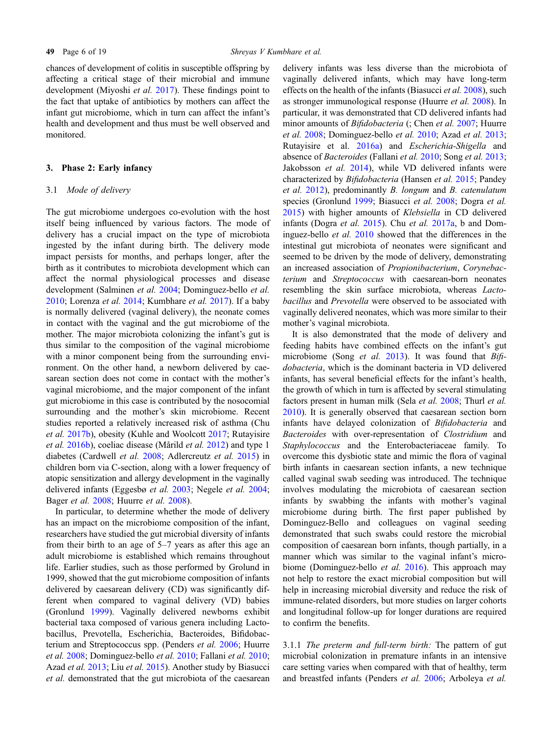chances of development of colitis in susceptible offspring by affecting a critical stage of their microbial and immune development (Miyoshi *et al.* 2017). These findings point to the fact that uptake of antibiotics by mothers can affect the infant gut microbiome, which in turn can affect the infant's health and development and thus must be well observed and monitored.

## 3. Phase 2: Early infancy

### 3.1 *Mode of delivery*

The gut microbiome undergoes co-evolution with the host itself being influenced by various factors. The mode of delivery has a crucial impact on the type of microbiota ingested by the infant during birth. The delivery mode impact persists for months, and perhaps longer, after the birth as it contributes to microbiota development which can affect the normal physiological processes and disease development (Salminen *et al.* 2004; Dominguez-bello *et al.* 2010; Lorenza *et al.* 2014; Kumbhare *et al.* 2017). If a baby is normally delivered (vaginal delivery), the neonate comes in contact with the vaginal and the gut microbiome of the mother. The major microbiota colonizing the infant's gut is thus similar to the composition of the vaginal microbiome with a minor component being from the surrounding environment. On the other hand, a newborn delivered by caesarean section does not come in contact with the mother's vaginal microbiome, and the major component of the infant gut microbiome in this case is contributed by the nosocomial surrounding and the mother's skin microbiome. Recent studies reported a relatively increased risk of asthma (Chu *et al.* 2017b), obesity (Kuhle and Woolcott 2017; Rutayisire *et al.* 2016b), coeliac disease (Mårild *et al.* 2012) and type 1 diabetes (Cardwell *et al.* 2008; Adlercreutz *et al.* 2015) in children born via C-section, along with a lower frequency of atopic sensitization and allergy development in the vaginally delivered infants (Eggesbø *et al.* 2003; Negele *et al.* 2004; Bager *et al.* 2008; Huurre *et al.* 2008).

In particular, to determine whether the mode of delivery has an impact on the microbiome composition of the infant, researchers have studied the gut microbial diversity of infants from their birth to an age of 5–7 years as after this age an adult microbiome is established which remains throughout life. Earlier studies, such as those performed by Grolund in 1999, showed that the gut microbiome composition of infants delivered by caesarean delivery (CD) was significantly different when compared to vaginal delivery (VD) babies (Gronlund 1999). Vaginally delivered newborns exhibit bacterial taxa composed of various genera including Lactobacillus, Prevotella, Escherichia, Bacteroides, Bifidobacterium and Streptococcus spp. (Penders *et al.* 2006; Huurre *et al.* 2008; Dominguez-bello *et al.* 2010; Fallani *et al.* 2010; Azad *et al.* 2013; Liu *et al.* 2015). Another study by Biasucci *et al.* demonstrated that the gut microbiota of the caesarean delivery infants was less diverse than the microbiota of vaginally delivered infants, which may have long-term effects on the health of the infants (Biasucci *et al.* 2008), such as stronger immunological response (Huurre *et al.* 2008). In particular, it was demonstrated that CD delivered infants had minor amounts of *Bifidobacteria* (; Chen *et al.* 2007; Huurre *et al.* 2008; Dominguez-bello *et al.* 2010; Azad *et al.* 2013; Rutayisire et al. 2016a) and *Escherichia-Shigella* and absence of *Bacteroides* (Fallani *et al.* 2010; Song *et al.* 2013; Jakobsson *et al.* 2014), while VD delivered infants were characterized by *Bifidobacteria* (Hansen *et al.* 2015; Pandey *et al.* 2012), predominantly *B. longum* and *B. catenulatum* species (Gronlund 1999; Biasucci *et al.* 2008; Dogra *et al.* 2015) with higher amounts of *Klebsiella* in CD delivered infants (Dogra *et al.* 2015). Chu *et al.* 2017a, b and Dominguez-bello *et al.* 2010 showed that the differences in the intestinal gut microbiota of neonates were significant and seemed to be driven by the mode of delivery, demonstrating an increased association of *Propionibacterium*, *Corynebacterium* and *Streptococcus* with caesarean-born neonates resembling the skin surface microbiota, whereas *Lactobacillus* and *Prevotella* were observed to be associated with vaginally delivered neonates, which was more similar to their mother's vaginal microbiota.

It is also demonstrated that the mode of delivery and feeding habits have combined effects on the infant's gut microbiome (Song *et al.* 2013). It was found that *Bifidobacteria*, which is the dominant bacteria in VD delivered infants, has several beneficial effects for the infant's health, the growth of which in turn is affected by several stimulating factors present in human milk (Sela *et al.* 2008; Thurl *et al.* 2010). It is generally observed that caesarean section born infants have delayed colonization of *Bifidobacteria* and *Bacteroides* with over-representation of *Clostridium* and *Staphylococcus* and the Enterobacteriaceae family. To overcome this dysbiotic state and mimic the flora of vaginal birth infants in caesarean section infants, a new technique called vaginal swab seeding was introduced. The technique involves modulating the microbiota of caesarean section infants by swabbing the infants with mother's vaginal microbiome during birth. The first paper published by Dominguez-Bello and colleagues on vaginal seeding demonstrated that such swabs could restore the microbial composition of caesarean born infants, though partially, in a manner which was similar to the vaginal infant's microbiome (Dominguez-bello *et al.* 2016). This approach may not help to restore the exact microbial composition but will help in increasing microbial diversity and reduce the risk of immune-related disorders, but more studies on larger cohorts and longitudinal follow-up for longer durations are required to confirm the benefits.

3.1.1 *The preterm and full-term birth:* The pattern of gut microbial colonization in premature infants in an intensive care setting varies when compared with that of healthy, term and breastfed infants (Penders *et al.* 2006; Arboleya *et al.*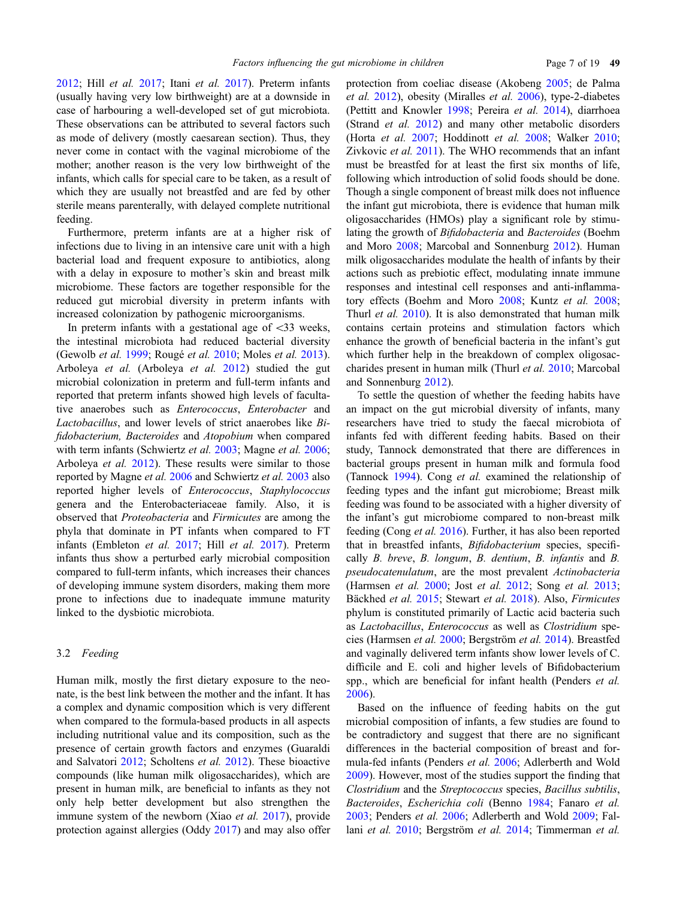2012; Hill *et al.* 2017; Itani *et al.* 2017). Preterm infants (usually having very low birthweight) are at a downside in case of harbouring a well-developed set of gut microbiota. These observations can be attributed to several factors such as mode of delivery (mostly caesarean section). Thus, they never come in contact with the vaginal microbiome of the mother; another reason is the very low birthweight of the infants, which calls for special care to be taken, as a result of which they are usually not breastfed and are fed by other sterile means parenterally, with delayed complete nutritional feeding.

Furthermore, preterm infants are at a higher risk of infections due to living in an intensive care unit with a high bacterial load and frequent exposure to antibiotics, along with a delay in exposure to mother's skin and breast milk microbiome. These factors are together responsible for the reduced gut microbial diversity in preterm infants with increased colonization by pathogenic microorganisms.

In preterm infants with a gestational age of <33 weeks, the intestinal microbiota had reduced bacterial diversity (Gewolb *et al.* 1999; Rougé *et al.* 2010; Moles *et al.* 2013). Arboleya *et al.* (Arboleya *et al.* 2012) studied the gut microbial colonization in preterm and full-term infants and reported that preterm infants showed high levels of facultative anaerobes such as *Enterococcus*, *Enterobacter* and *Lactobacillus*, and lower levels of strict anaerobes like *Bifidobacterium, Bacteroides* and *Atopobium* when compared with term infants (Schwiertz *et al.* 2003; Magne *et al.* 2006; Arboleya *et al.* 2012). These results were similar to those reported by Magne *et al.* 2006 and Schwiertz *et al.* 2003 also reported higher levels of *Enterococcus*, *Staphylococcus* genera and the Enterobacteriaceae family. Also, it is observed that *Proteobacteria* and *Firmicutes* are among the phyla that dominate in PT infants when compared to FT infants (Embleton *et al.* 2017; Hill *et al.* 2017). Preterm infants thus show a perturbed early microbial composition compared to full-term infants, which increases their chances of developing immune system disorders, making them more prone to infections due to inadequate immune maturity linked to the dysbiotic microbiota.

### 3.2 *Feeding*

Human milk, mostly the first dietary exposure to the neonate, is the best link between the mother and the infant. It has a complex and dynamic composition which is very different when compared to the formula-based products in all aspects including nutritional value and its composition, such as the presence of certain growth factors and enzymes (Guaraldi and Salvatori 2012; Scholtens *et al.* 2012). These bioactive compounds (like human milk oligosaccharides), which are present in human milk, are beneficial to infants as they not only help better development but also strengthen the immune system of the newborn (Xiao *et al.* 2017), provide protection against allergies (Oddy 2017) and may also offer protection from coeliac disease (Akobeng 2005; de Palma *et al.* 2012), obesity (Miralles *et al.* 2006), type-2-diabetes (Pettitt and Knowler 1998; Pereira *et al.* 2014), diarrhoea (Strand *et al.* 2012) and many other metabolic disorders (Horta *et al.* 2007; Hoddinott *et al.* 2008; Walker 2010; Zivkovic *et al.* 2011). The WHO recommends that an infant must be breastfed for at least the first six months of life, following which introduction of solid foods should be done. Though a single component of breast milk does not influence the infant gut microbiota, there is evidence that human milk oligosaccharides (HMOs) play a significant role by stimulating the growth of *Bifidobacteria* and *Bacteroides* (Boehm and Moro 2008; Marcobal and Sonnenburg 2012). Human milk oligosaccharides modulate the health of infants by their actions such as prebiotic effect, modulating innate immune responses and intestinal cell responses and anti-inflammatory effects (Boehm and Moro 2008; Kuntz *et al.* 2008; Thurl *et al.* 2010). It is also demonstrated that human milk contains certain proteins and stimulation factors which enhance the growth of beneficial bacteria in the infant's gut which further help in the breakdown of complex oligosaccharides present in human milk (Thurl *et al.* 2010; Marcobal and Sonnenburg 2012).

To settle the question of whether the feeding habits have an impact on the gut microbial diversity of infants, many researchers have tried to study the faecal microbiota of infants fed with different feeding habits. Based on their study, Tannock demonstrated that there are differences in bacterial groups present in human milk and formula food (Tannock 1994). Cong *et al.* examined the relationship of feeding types and the infant gut microbiome; Breast milk feeding was found to be associated with a higher diversity of the infant's gut microbiome compared to non-breast milk feeding (Cong *et al.* 2016). Further, it has also been reported that in breastfed infants, *Bifidobacterium* species, specifically *B. breve*, *B. longum*, *B. dentium*, *B. infantis* and *B. pseudocatenulatum*, are the most prevalent *Actinobacteria* (Harmsen *et al.* 2000; Jost *et al.* 2012; Song *et al.* 2013; Bäckhed *et al.* 2015; Stewart *et al.* 2018). Also, *Firmicutes* phylum is constituted primarily of Lactic acid bacteria such as *Lactobacillus*, *Enterococcus* as well as *Clostridium* species (Harmsen *et al.* 2000; Bergström *et al.* 2014). Breastfed and vaginally delivered term infants show lower levels of C. difficile and E. coli and higher levels of Bifidobacterium spp., which are beneficial for infant health (Penders *et al.* 2006).

Based on the influence of feeding habits on the gut microbial composition of infants, a few studies are found to be contradictory and suggest that there are no significant differences in the bacterial composition of breast and formula-fed infants (Penders *et al.* 2006; Adlerberth and Wold 2009). However, most of the studies support the finding that *Clostridium* and the *Streptococcus* species, *Bacillus subtilis*, *Bacteroides*, *Escherichia coli* (Benno 1984; Fanaro *et al.* 2003; Penders *et al.* 2006; Adlerberth and Wold 2009; Fallani *et al.* 2010; Bergström *et al.* 2014; Timmerman *et al.*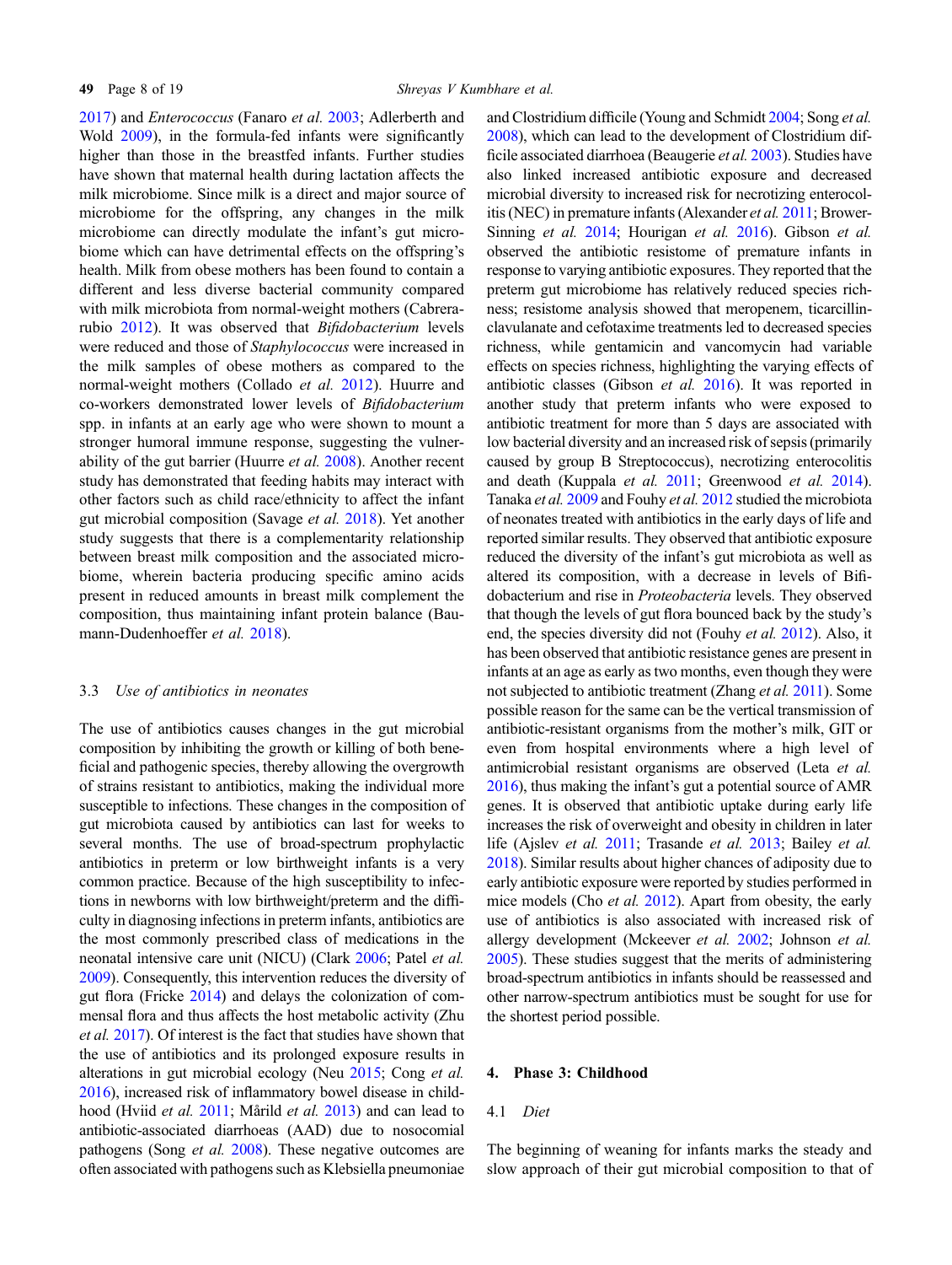2017) and *Enterococcus* (Fanaro *et al.* 2003; Adlerberth and Wold 2009), in the formula-fed infants were significantly higher than those in the breastfed infants. Further studies have shown that maternal health during lactation affects the milk microbiome. Since milk is a direct and major source of microbiome for the offspring, any changes in the milk microbiome can directly modulate the infant's gut microbiome which can have detrimental effects on the offspring's health. Milk from obese mothers has been found to contain a different and less diverse bacterial community compared with milk microbiota from normal-weight mothers (Cabrera-rubio 2012). It was observed that *Bifidobacterium* levels were reduced and those of *Staphylococcus* were increased in the milk samples of obese mothers as compared to the normal-weight mothers (Collado *et al.* 2012). Huurre and co-workers demonstrated lower levels of *Bifidobacterium* spp. in infants at an early age who were shown to mount a stronger humoral immune response, suggesting the vulnerability of the gut barrier (Huurre *et al.* 2008). Another recent study has demonstrated that feeding habits may interact with other factors such as child race/ethnicity to affect the infant gut microbial composition (Savage *et al.* 2018). Yet another study suggests that there is a complementarity relationship between breast milk composition and the associated microbiome, wherein bacteria producing specific amino acids present in reduced amounts in breast milk complement the composition, thus maintaining infant protein balance (Baumann-Dudenhoeffer *et al.* 2018).

### 3.3 *Use of antibiotics in neonates*

The use of antibiotics causes changes in the gut microbial composition by inhibiting the growth or killing of both beneficial and pathogenic species, thereby allowing the overgrowth of strains resistant to antibiotics, making the individual more susceptible to infections. These changes in the composition of gut microbiota caused by antibiotics can last for weeks to several months. The use of broad-spectrum prophylactic antibiotics in preterm or low birthweight infants is a very common practice. Because of the high susceptibility to infections in newborns with low birthweight/preterm and the difficulty in diagnosing infections in preterm infants, antibiotics are the most commonly prescribed class of medications in the neonatal intensive care unit (NICU) (Clark 2006; Patel *et al.* 2009). Consequently, this intervention reduces the diversity of gut flora (Fricke 2014) and delays the colonization of commensal flora and thus affects the host metabolic activity (Zhu *et al.* 2017). Of interest is the fact that studies have shown that the use of antibiotics and its prolonged exposure results in alterations in gut microbial ecology (Neu 2015; Cong *et al.* 2016), increased risk of inflammatory bowel disease in childhood (Hviid *et al.* 2011; Mårild *et al.* 2013) and can lead to antibiotic-associated diarrhoeas (AAD) due to nosocomial pathogens (Song *et al.* 2008). These negative outcomes are often associated with pathogens such as Klebsiella pneumoniae and Clostridium difficile (Young and Schmidt 2004; Song *et al.* 2008), which can lead to the development of Clostridium difficile associated diarrhoea (Beaugerie *et al.* 2003). Studies have also linked increased antibiotic exposure and decreased microbial diversity to increased risk for necrotizing enterocolitis (NEC) in premature infants (Alexander *et al.* 2011; Brower-Sinning *et al.* 2014; Hourigan *et al.* 2016). Gibson *et al.* observed the antibiotic resistome of premature infants in response to varying antibiotic exposures. They reported that the preterm gut microbiome has relatively reduced species richness; resistome analysis showed that meropenem, ticarcillin-clavulanate and cefotaxime treatments led to decreased species richness, while gentamicin and vancomycin had variable effects on species richness, highlighting the varying effects of antibiotic classes (Gibson *et al.* 2016). It was reported in another study that preterm infants who were exposed to antibiotic treatment for more than 5 days are associated with low bacterial diversity and an increased risk of sepsis (primarily caused by group B Streptococcus), necrotizing enterocolitis and death (Kuppala *et al.* 2011; Greenwood *et al.* 2014). Tanaka *et al.* 2009 and Fouhy *et al.* 2012 studied the microbiota of neonates treated with antibiotics in the early days of life and reported similar results. They observed that antibiotic exposure reduced the diversity of the infant's gut microbiota as well as altered its composition, with a decrease in levels of Bifidobacterium and rise in *Proteobacteria* levels. They observed that though the levels of gut flora bounced back by the study's end, the species diversity did not (Fouhy *et al.* 2012). Also, it has been observed that antibiotic resistance genes are present in infants at an age as early as two months, even though they were not subjected to antibiotic treatment (Zhang *et al.* 2011). Some possible reason for the same can be the vertical transmission of antibiotic-resistant organisms from the mother's milk, GIT or even from hospital environments where a high level of antimicrobial resistant organisms are observed (Leta *et al.* 2016), thus making the infant's gut a potential source of AMR genes. It is observed that antibiotic uptake during early life increases the risk of overweight and obesity in children in later life (Ajslev *et al.* 2011; Trasande *et al.* 2013; Bailey *et al.* 2018). Similar results about higher chances of adiposity due to early antibiotic exposure were reported by studies performed in mice models (Cho *et al.* 2012). Apart from obesity, the early use of antibiotics is also associated with increased risk of allergy development (Mckeever *et al.* 2002; Johnson *et al.* 2005). These studies suggest that the merits of administering broad-spectrum antibiotics in infants should be reassessed and other narrow-spectrum antibiotics must be sought for use for the shortest period possible.

## 4. Phase 3: Childhood

### 4.1 *Diet*

The beginning of weaning for infants marks the steady and slow approach of their gut microbial composition to that of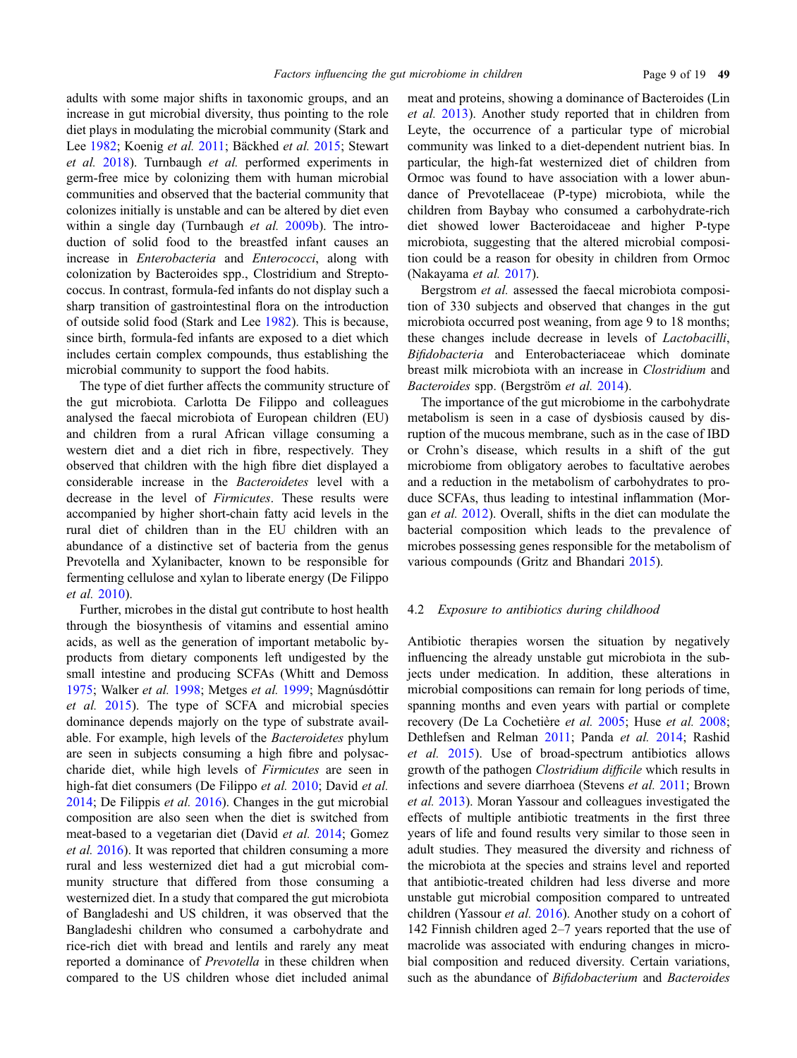adults with some major shifts in taxonomic groups, and an increase in gut microbial diversity, thus pointing to the role diet plays in modulating the microbial community (Stark and Lee 1982; Koenig *et al.* 2011; Bäckhed *et al.* 2015; Stewart *et al.* 2018). Turnbaugh *et al.* performed experiments in germ-free mice by colonizing them with human microbial communities and observed that the bacterial community that colonizes initially is unstable and can be altered by diet even within a single day (Turnbaugh *et al.* 2009b). The introduction of solid food to the breastfed infant causes an increase in *Enterobacteria* and *Enterococci*, along with colonization by Bacteroides spp., Clostridium and Streptococcus. In contrast, formula-fed infants do not display such a sharp transition of gastrointestinal flora on the introduction of solid food (Stark and Lee 1982). This is because, since birth, formula-fed infants are exposed to a diet which includes certain complex compounds, thus establishing the microbial community to support the food habits.

The type of diet further affects the community structure of the gut microbiota. Carlotta De Filippo and colleagues analysed the faecal microbiota of European children (EU) and children from a rural African village consuming a western diet and a diet rich in fibre, respectively. They observed that children with the high fibre diet displayed a considerable increase in the *Bacteroidetes* level with a decrease in the level of *Firmicutes*. These results were accompanied by higher short-chain fatty acid levels in the rural diet of children than in the EU children with an abundance of a distinctive set of bacteria from the genus Prevotella and Xylanibacter, known to be responsible for fermenting cellulose and xylan to liberate energy (De Filippo *et al.* 2010).

Further, microbes in the distal gut contribute to host health through the biosynthesis of vitamins and essential amino acids, as well as the generation of important metabolic byproducts from dietary components left undigested by the small intestine and producing SCFAs (Whitt and Demoss 1975; Walker *et al.* 1998; Metges *et al.* 1999; Magnúsdóttir *et al.* 2015). The type of SCFA and microbial species dominance depends majorly on the type of substrate available. For example, high levels of the *Bacteroidetes* phylum are seen in subjects consuming a high fibre and polysaccharide diet, while high levels of *Firmicutes* are seen in high-fat diet consumers (De Filippo *et al.* 2010; David *et al.* 2014; De Filippis *et al.* 2016). Changes in the gut microbial composition are also seen when the diet is switched from meat-based to a vegetarian diet (David *et al.* 2014; Gomez *et al.* 2016). It was reported that children consuming a more rural and less westernized diet had a gut microbial community structure that differed from those consuming a westernized diet. In a study that compared the gut microbiota of Bangladeshi and US children, it was observed that the Bangladeshi children who consumed a carbohydrate and rice-rich diet with bread and lentils and rarely any meat reported a dominance of *Prevotella* in these children when compared to the US children whose diet included animal meat and proteins, showing a dominance of Bacteroides (Lin *et al.* 2013). Another study reported that in children from Leyte, the occurrence of a particular type of microbial community was linked to a diet-dependent nutrient bias. In particular, the high-fat westernized diet of children from Ormoc was found to have association with a lower abundance of Prevotellaceae (P-type) microbiota, while the children from Baybay who consumed a carbohydrate-rich diet showed lower Bacteroidaceae and higher P-type microbiota, suggesting that the altered microbial composition could be a reason for obesity in children from Ormoc (Nakayama *et al.* 2017).

Bergstrom *et al.* assessed the faecal microbiota composition of 330 subjects and observed that changes in the gut microbiota occurred post weaning, from age 9 to 18 months; these changes include decrease in levels of *Lactobacilli*, *Bifidobacteria* and Enterobacteriaceae which dominate breast milk microbiota with an increase in *Clostridium* and *Bacteroides* spp. (Bergström *et al.* 2014).

The importance of the gut microbiome in the carbohydrate metabolism is seen in a case of dysbiosis caused by disruption of the mucous membrane, such as in the case of IBD or Crohn's disease, which results in a shift of the gut microbiome from obligatory aerobes to facultative aerobes and a reduction in the metabolism of carbohydrates to produce SCFAs, thus leading to intestinal inflammation (Morgan *et al.* 2012). Overall, shifts in the diet can modulate the bacterial composition which leads to the prevalence of microbes possessing genes responsible for the metabolism of various compounds (Gritz and Bhandari 2015).

### 4.2 *Exposure to antibiotics during childhood*

Antibiotic therapies worsen the situation by negatively influencing the already unstable gut microbiota in the subjects under medication. In addition, these alterations in microbial compositions can remain for long periods of time, spanning months and even years with partial or complete recovery (De La Cochetière *et al.* 2005; Huse *et al.* 2008; Dethlefsen and Relman 2011; Panda *et al.* 2014; Rashid *et al.* 2015). Use of broad-spectrum antibiotics allows growth of the pathogen *Clostridium difficile* which results in infections and severe diarrhoea (Stevens *et al.* 2011; Brown *et al.* 2013). Moran Yassour and colleagues investigated the effects of multiple antibiotic treatments in the first three years of life and found results very similar to those seen in adult studies. They measured the diversity and richness of the microbiota at the species and strains level and reported that antibiotic-treated children had less diverse and more unstable gut microbial composition compared to untreated children (Yassour *et al.* 2016). Another study on a cohort of 142 Finnish children aged 2–7 years reported that the use of macrolide was associated with enduring changes in microbial composition and reduced diversity. Certain variations, such as the abundance of *Bifidobacterium* and *Bacteroides*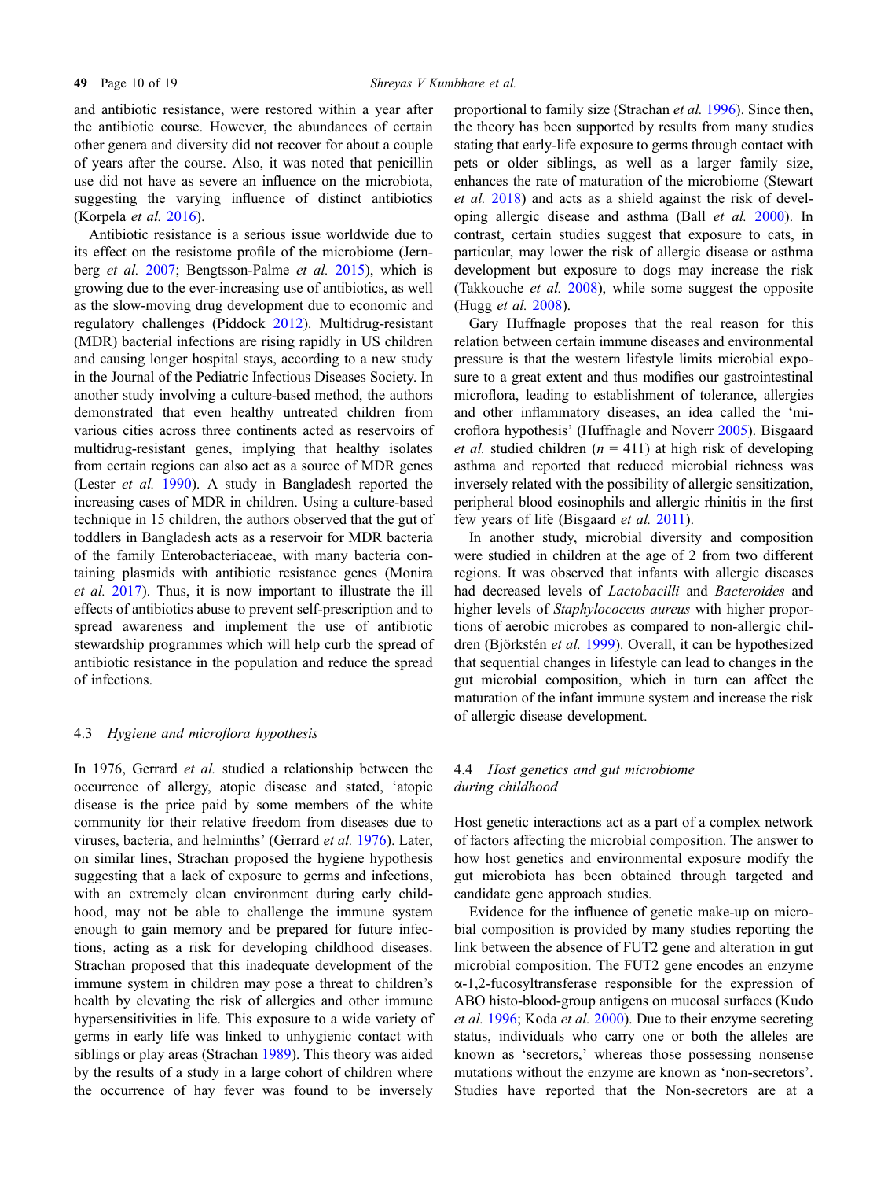and antibiotic resistance, were restored within a year after the antibiotic course. However, the abundances of certain other genera and diversity did not recover for about a couple of years after the course. Also, it was noted that penicillin use did not have as severe an influence on the microbiota, suggesting the varying influence of distinct antibiotics (Korpela *et al.* 2016).

Antibiotic resistance is a serious issue worldwide due to its effect on the resistome profile of the microbiome (Jernberg *et al.* 2007; Bengtsson-Palme *et al.* 2015), which is growing due to the ever-increasing use of antibiotics, as well as the slow-moving drug development due to economic and regulatory challenges (Piddock 2012). Multidrug-resistant (MDR) bacterial infections are rising rapidly in US children and causing longer hospital stays, according to a new study in the Journal of the Pediatric Infectious Diseases Society. In another study involving a culture-based method, the authors demonstrated that even healthy untreated children from various cities across three continents acted as reservoirs of multidrug-resistant genes, implying that healthy isolates from certain regions can also act as a source of MDR genes (Lester *et al.* 1990). A study in Bangladesh reported the increasing cases of MDR in children. Using a culture-based technique in 15 children, the authors observed that the gut of toddlers in Bangladesh acts as a reservoir for MDR bacteria of the family Enterobacteriaceae, with many bacteria containing plasmids with antibiotic resistance genes (Monira *et al.* 2017). Thus, it is now important to illustrate the ill effects of antibiotics abuse to prevent self-prescription and to spread awareness and implement the use of antibiotic stewardship programmes which will help curb the spread of antibiotic resistance in the population and reduce the spread of infections.

### 4.3 *Hygiene and microflora hypothesis*

In 1976, Gerrard *et al.* studied a relationship between the occurrence of allergy, atopic disease and stated, 'atopic disease is the price paid by some members of the white community for their relative freedom from diseases due to viruses, bacteria, and helminths' (Gerrard *et al.* 1976). Later, on similar lines, Strachan proposed the hygiene hypothesis suggesting that a lack of exposure to germs and infections, with an extremely clean environment during early childhood, may not be able to challenge the immune system enough to gain memory and be prepared for future infections, acting as a risk for developing childhood diseases. Strachan proposed that this inadequate development of the immune system in children may pose a threat to children's health by elevating the risk of allergies and other immune hypersensitivities in life. This exposure to a wide variety of germs in early life was linked to unhygienic contact with siblings or play areas (Strachan 1989). This theory was aided by the results of a study in a large cohort of children where the occurrence of hay fever was found to be inversely proportional to family size (Strachan *et al.* 1996). Since then, the theory has been supported by results from many studies stating that early-life exposure to germs through contact with pets or older siblings, as well as a larger family size, enhances the rate of maturation of the microbiome (Stewart *et al.* 2018) and acts as a shield against the risk of developing allergic disease and asthma (Ball *et al.* 2000). In contrast, certain studies suggest that exposure to cats, in particular, may lower the risk of allergic disease or asthma development but exposure to dogs may increase the risk (Takkouche *et al.* 2008), while some suggest the opposite (Hugg *et al.* 2008).

Gary Huffnagle proposes that the real reason for this relation between certain immune diseases and environmental pressure is that the western lifestyle limits microbial exposure to a great extent and thus modifies our gastrointestinal microflora, leading to establishment of tolerance, allergies and other inflammatory diseases, an idea called the 'microflora hypothesis' (Huffnagle and Noverr 2005). Bisgaard *et al.* studied children ($n$ = 411) at high risk of developing asthma and reported that reduced microbial richness was inversely related with the possibility of allergic sensitization, peripheral blood eosinophils and allergic rhinitis in the first few years of life (Bisgaard *et al.* 2011).

In another study, microbial diversity and composition were studied in children at the age of 2 from two different regions. It was observed that infants with allergic diseases had decreased levels of *Lactobacilli* and *Bacteroides* and higher levels of *Staphylococcus aureus* with higher proportions of aerobic microbes as compared to non-allergic children (Björkstén *et al.* 1999). Overall, it can be hypothesized that sequential changes in lifestyle can lead to changes in the gut microbial composition, which in turn can affect the maturation of the infant immune system and increase the risk of allergic disease development.

### 4.4 *Host genetics and gut microbiome during childhood*

Host genetic interactions act as a part of a complex network of factors affecting the microbial composition. The answer to how host genetics and environmental exposure modify the gut microbiota has been obtained through targeted and candidate gene approach studies.

Evidence for the influence of genetic make-up on microbial composition is provided by many studies reporting the link between the absence of FUT2 gene and alteration in gut microbial composition. The FUT2 gene encodes an enzyme $\alpha$-1,2-fucosyltransferase responsible for the expression of ABO histo-blood-group antigens on mucosal surfaces (Kudo *et al.* 1996; Koda *et al.* 2000). Due to their enzyme secreting status, individuals who carry one or both the alleles are known as 'secretors,' whereas those possessing nonsense mutations without the enzyme are known as 'non-secretors'. Studies have reported that the Non-secretors are at a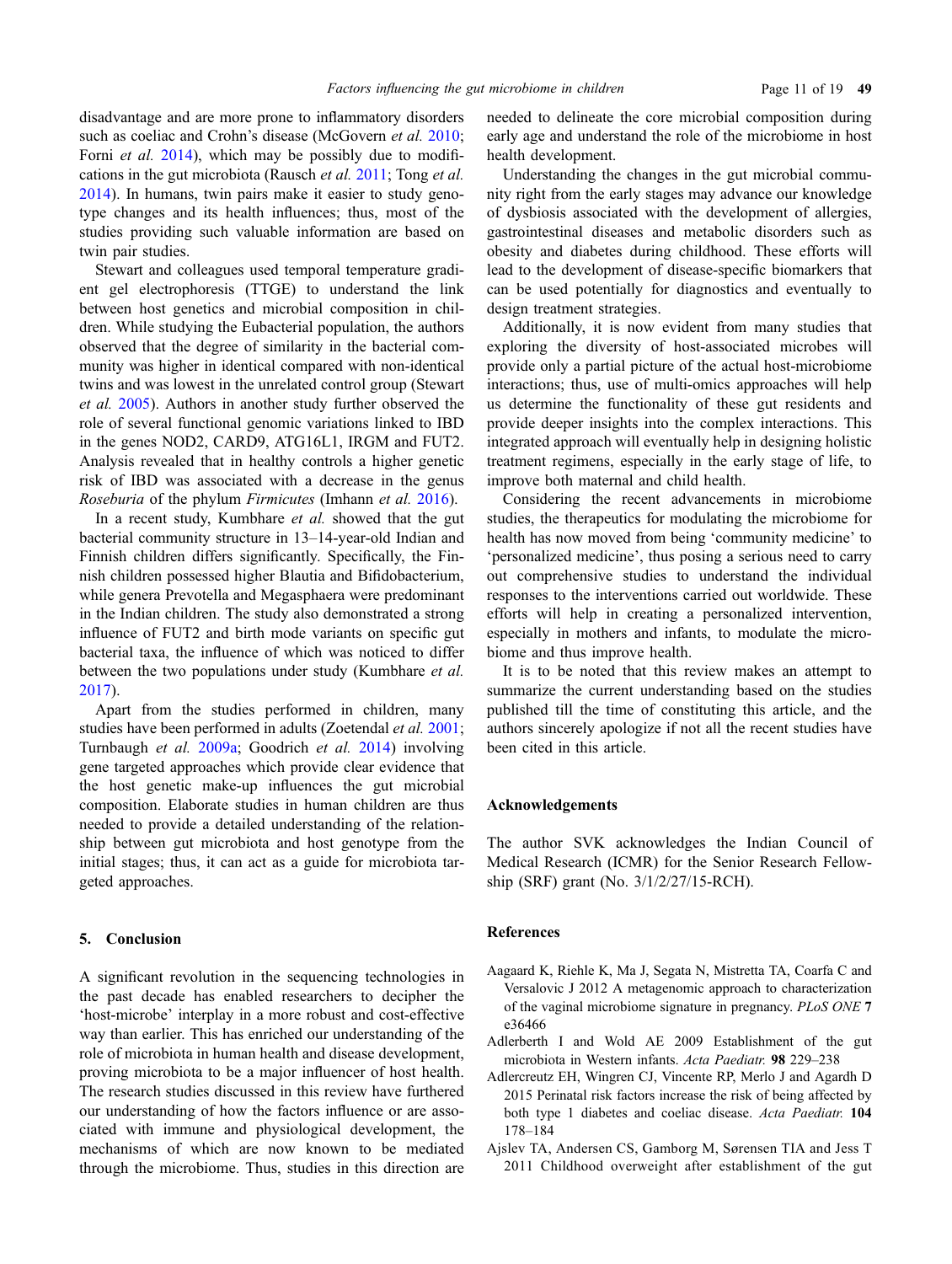disadvantage and are more prone to inflammatory disorders such as coeliac and Crohn's disease (McGovern *et al.* 2010; Forni *et al.* 2014), which may be possibly due to modifications in the gut microbiota (Rausch *et al.* 2011; Tong *et al.* 2014). In humans, twin pairs make it easier to study genotype changes and its health influences; thus, most of the studies providing such valuable information are based on twin pair studies.

Stewart and colleagues used temporal temperature gradient gel electrophoresis (TTGE) to understand the link between host genetics and microbial composition in children. While studying the Eubacterial population, the authors observed that the degree of similarity in the bacterial community was higher in identical compared with non-identical twins and was lowest in the unrelated control group (Stewart *et al.* 2005). Authors in another study further observed the role of several functional genomic variations linked to IBD in the genes NOD2, CARD9, ATG16L1, IRGM and FUT2. Analysis revealed that in healthy controls a higher genetic risk of IBD was associated with a decrease in the genus *Roseburia* of the phylum *Firmicutes* (Imhann *et al.* 2016).

In a recent study, Kumbhare *et al.* showed that the gut bacterial community structure in 13–14-year-old Indian and Finnish children differs significantly. Specifically, the Finnish children possessed higher Blautia and Bifidobacterium, while genera Prevotella and Megasphaera were predominant in the Indian children. The study also demonstrated a strong influence of FUT2 and birth mode variants on specific gut bacterial taxa, the influence of which was noticed to differ between the two populations under study (Kumbhare *et al.* 2017).

Apart from the studies performed in children, many studies have been performed in adults (Zoetendal *et al.* 2001; Turnbaugh *et al.* 2009a; Goodrich *et al.* 2014) involving gene targeted approaches which provide clear evidence that the host genetic make-up influences the gut microbial composition. Elaborate studies in human children are thus needed to provide a detailed understanding of the relationship between gut microbiota and host genotype from the initial stages; thus, it can act as a guide for microbiota targeted approaches.

## 5. Conclusion

A significant revolution in the sequencing technologies in the past decade has enabled researchers to decipher the 'host-microbe' interplay in a more robust and cost-effective way than earlier. This has enriched our understanding of the role of microbiota in human health and disease development, proving microbiota to be a major influencer of host health. The research studies discussed in this review have furthered our understanding of how the factors influence or are associated with immune and physiological development, the mechanisms of which are now known to be mediated through the microbiome. Thus, studies in this direction are needed to delineate the core microbial composition during early age and understand the role of the microbiome in host health development.

Understanding the changes in the gut microbial community right from the early stages may advance our knowledge of dysbiosis associated with the development of allergies, gastrointestinal diseases and metabolic disorders such as obesity and diabetes during childhood. These efforts will lead to the development of disease-specific biomarkers that can be used potentially for diagnostics and eventually to design treatment strategies.

Additionally, it is now evident from many studies that exploring the diversity of host-associated microbes will provide only a partial picture of the actual host-microbiome interactions; thus, use of multi-omics approaches will help us determine the functionality of these gut residents and provide deeper insights into the complex interactions. This integrated approach will eventually help in designing holistic treatment regimens, especially in the early stage of life, to improve both maternal and child health.

Considering the recent advancements in microbiome studies, the therapeutics for modulating the microbiome for health has now moved from being 'community medicine' to 'personalized medicine', thus posing a serious need to carry out comprehensive studies to understand the individual responses to the interventions carried out worldwide. These efforts will help in creating a personalized intervention, especially in mothers and infants, to modulate the microbiome and thus improve health.

It is to be noted that this review makes an attempt to summarize the current understanding based on the studies published till the time of constituting this article, and the authors sincerely apologize if not all the recent studies have been cited in this article.

## Acknowledgements

The author SVK acknowledges the Indian Council of Medical Research (ICMR) for the Senior Research Fellowship (SRF) grant (No. 3/1/2/27/15-RCH).

## References

Aagaard K, Riehle K, Ma J, Segata N, Mistretta TA, Coarfa C and Versalovic J 2012 A metagenomic approach to characterization of the vaginal microbiome signature in pregnancy. *PLoS ONE* **7** e36466

Adlerberth I and Wold AE 2009 Establishment of the gut microbiota in Western infants. *Acta Paediatr.* **98** 229–238

Adlercreutz EH, Wingren CJ, Vincente RP, Merlo J and Agardh D 2015 Perinatal risk factors increase the risk of being affected by both type 1 diabetes and coeliac disease. *Acta Paediatr.* **104** 178–184

Ajslev TA, Andersen CS, Gamborg M, Sørensen TIA and Jess T 2011 Childhood overweight after establishment of the gut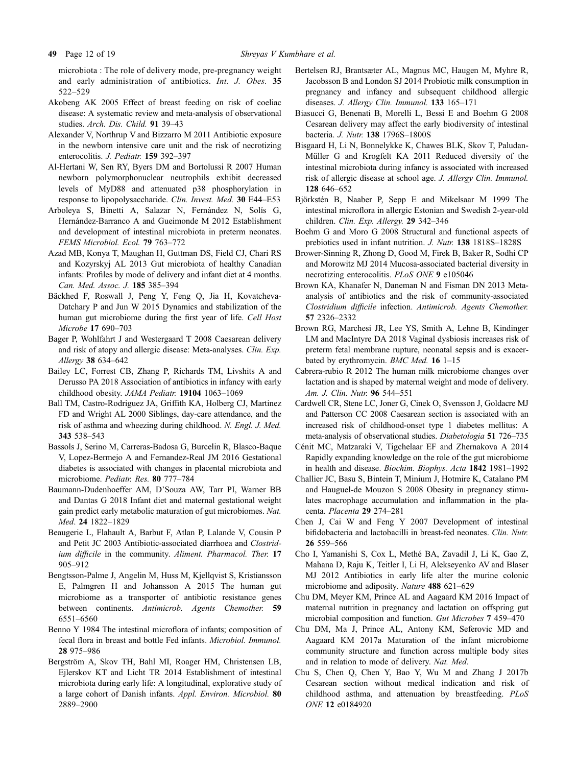microbiota : The role of delivery mode, pre-pregnancy weight and early administration of antibiotics. *Int. J. Obes.* **35** 522–529

Akobeng AK 2005 Effect of breast feeding on risk of coeliac disease: A systematic review and meta-analysis of observational studies. *Arch. Dis. Child.* **91** 39–43

Alexander V, Northrup V and Bizzarro M 2011 Antibiotic exposure in the newborn intensive care unit and the risk of necrotizing enterocolitis. *J. Pediatr.* **159** 392–397

Al-Hertani W, Sen RY, Byers DM and Bortolussi R 2007 Human newborn polymorphonuclear neutrophils exhibit decreased levels of MyD88 and attenuated p38 phosphorylation in response to lipopolysaccharide. *Clin. Invest. Med.* **30** E44–E53

Arboleya S, Binetti A, Salazar N, Fernández N, Solís G, Hernández-Barranco A and Gueimonde M 2012 Establishment and development of intestinal microbiota in preterm neonates. *FEMS Microbiol. Ecol.* **79** 763–772

Azad MB, Konya T, Maughan H, Guttman DS, Field CJ, Chari RS and Kozyrskyj AL 2013 Gut microbiota of healthy Canadian infants: Profiles by mode of delivery and infant diet at 4 months. *Can. Med. Assoc. J.* **185** 385–394

Bäckhed F, Roswall J, Peng Y, Feng Q, Jia H, Kovatcheva-Datchary P and Jun W 2015 Dynamics and stabilization of the human gut microbiome during the first year of life. *Cell Host Microbe* **17** 690–703

Bager P, Wohlfahrt J and Westergaard T 2008 Caesarean delivery and risk of atopy and allergic disease: Meta-analyses. *Clin. Exp. Allergy* **38** 634–642

Bailey LC, Forrest CB, Zhang P, Richards TM, Livshits A and Derusso PA 2018 Association of antibiotics in infancy with early childhood obesity. *JAMA Pediatr.* **19104** 1063–1069

Ball TM, Castro-Rodriguez JA, Griffith KA, Holberg CJ, Martinez FD and Wright AL 2000 Siblings, day-care attendance, and the risk of asthma and wheezing during childhood. *N. Engl. J. Med.* **343** 538–543

Bassols J, Serino M, Carreras-Badosa G, Burcelin R, Blasco-Baque V, Lopez-Bermejo A and Fernandez-Real JM 2016 Gestational diabetes is associated with changes in placental microbiota and microbiome. *Pediatr. Res.* **80** 777–784

Baumann-Dudenhoeffer AM, D'Souza AW, Tarr PI, Warner BB and Dantas G 2018 Infant diet and maternal gestational weight gain predict early metabolic maturation of gut microbiomes. *Nat. Med*. **24** 1822–1829

Beaugerie L, Flahault A, Barbut F, Atlan P, Lalande V, Cousin P and Petit JC 2003 Antibiotic-associated diarrhoea and *Clostridium difficile* in the community. *Aliment. Pharmacol. Ther.* **17** 905–912

Bengtsson-Palme J, Angelin M, Huss M, Kjellqvist S, Kristiansson E, Palmgren H and Johansson A 2015 The human gut microbiome as a transporter of antibiotic resistance genes between continents. *Antimicrob. Agents Chemother.* **59** 6551–6560

Benno Y 1984 The intestinal microflora of infants; composition of fecal flora in breast and bottle Fed infants. *Microbiol. Immunol.* **28** 975–986

Bergström A, Skov TH, Bahl MI, Roager HM, Christensen LB, Ejlerskov KT and Licht TR 2014 Establishment of intestinal microbiota during early life: A longitudinal, explorative study of a large cohort of Danish infants. *Appl. Environ. Microbiol.* **80** 2889–2900

Bertelsen RJ, Brantsæter AL, Magnus MC, Haugen M, Myhre R, Jacobsson B and London SJ 2014 Probiotic milk consumption in pregnancy and infancy and subsequent childhood allergic diseases. *J. Allergy Clin. Immunol.* **133** 165–171

Biasucci G, Benenati B, Morelli L, Bessi E and Boehm G 2008 Cesarean delivery may affect the early biodiversity of intestinal bacteria. *J. Nutr.* **138** 1796S–1800S

Bisgaard H, Li N, Bonnelykke K, Chawes BLK, Skov T, Paludan-Müller G and Krogfelt KA 2011 Reduced diversity of the intestinal microbiota during infancy is associated with increased risk of allergic disease at school age. *J. Allergy Clin. Immunol.* **128** 646–652

Björkstén B, Naaber P, Sepp E and Mikelsaar M 1999 The intestinal microflora in allergic Estonian and Swedish 2-year-old children. *Clin. Exp. Allergy.* **29** 342–346

Boehm G and Moro G 2008 Structural and functional aspects of prebiotics used in infant nutrition. *J. Nutr.* **138** 1818S–1828S

Brower-Sinning R, Zhong D, Good M, Firek B, Baker R, Sodhi CP and Morowitz MJ 2014 Mucosa-associated bacterial diversity in necrotizing enterocolitis. *PLoS ONE* **9** e105046

Brown KA, Khanafer N, Daneman N and Fisman DN 2013 Meta-analysis of antibiotics and the risk of community-associated *Clostridium difficile* infection. *Antimicrob. Agents Chemother.* **57** 2326–2332

Brown RG, Marchesi JR, Lee YS, Smith A, Lehne B, Kindinger LM and MacIntyre DA 2018 Vaginal dysbiosis increases risk of preterm fetal membrane rupture, neonatal sepsis and is exacerbated by erythromycin. *BMC Med.* **16** 1–15

Cabrera-rubio R 2012 The human milk microbiome changes over lactation and is shaped by maternal weight and mode of delivery. *Am. J. Clin. Nutr.* **96** 544–551

Cardwell CR, Stene LC, Joner G, Cinek O, Svensson J, Goldacre MJ and Patterson CC 2008 Caesarean section is associated with an increased risk of childhood-onset type 1 diabetes mellitus: A meta-analysis of observational studies. *Diabetologia* **51** 726–735

Cénit MC, Matzaraki V, Tigchelaar EF and Zhernakova A 2014 Rapidly expanding knowledge on the role of the gut microbiome in health and disease. *Biochim. Biophys. Acta* **1842** 1981–1992

Challier JC, Basu S, Bintein T, Minium J, Hotmire K, Catalano PM and Hauguel-de Mouzon S 2008 Obesity in pregnancy stimulates macrophage accumulation and inflammation in the placenta. *Placenta* **29** 274–281

Chen J, Cai W and Feng Y 2007 Development of intestinal bifidobacteria and lactobacilli in breast-fed neonates. *Clin. Nutr.* **26** 559–566

Cho I, Yamanishi S, Cox L, Methé BA, Zavadil J, Li K, Gao Z, Mahana D, Raju K, Teitler I, Li H, Alekseyenko AV and Blaser MJ 2012 Antibiotics in early life alter the murine colonic microbiome and adiposity. *Nature* **488** 621–629

Chu DM, Meyer KM, Prince AL and Aagaard KM 2016 Impact of maternal nutrition in pregnancy and lactation on offspring gut microbial composition and function. *Gut Microbes* **7** 459–470

Chu DM, Ma J, Prince AL, Antony KM, Seferovic MD and Aagaard KM 2017a Maturation of the infant microbiome community structure and function across multiple body sites and in relation to mode of delivery. *Nat. Med*.

Chu S, Chen Q, Chen Y, Bao Y, Wu M and Zhang J 2017b Cesarean section without medical indication and risk of childhood asthma, and attenuation by breastfeeding. *PLoS ONE* **12** e0184920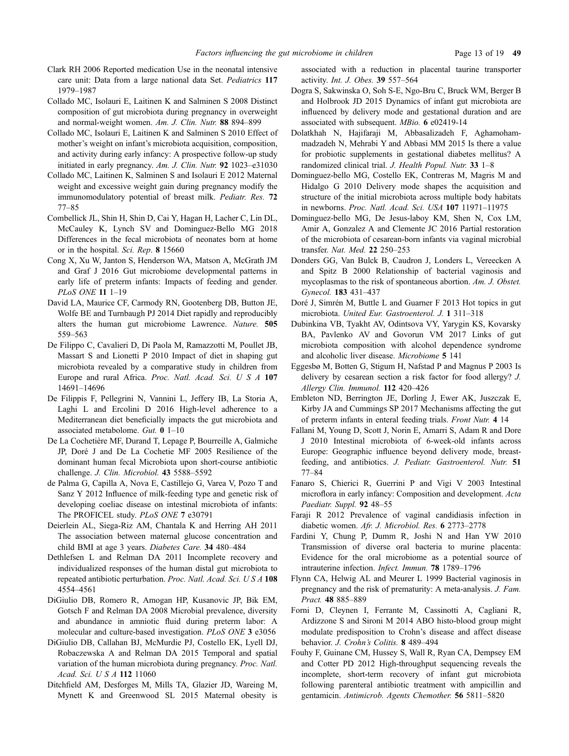Clark RH 2006 Reported medication Use in the neonatal intensive care unit: Data from a large national data Set. *Pediatrics* **117** 1979–1987

Collado MC, Isolauri E, Laitinen K and Salminen S 2008 Distinct composition of gut microbiota during pregnancy in overweight and normal-weight women. *Am. J. Clin. Nutr.* **88** 894–899

Collado MC, Isolauri E, Laitinen K and Salminen S 2010 Effect of mother's weight on infant's microbiota acquisition, composition, and activity during early infancy: A prospective follow-up study initiated in early pregnancy. *Am. J. Clin. Nutr.* **92** 1023–e31030

Collado MC, Laitinen K, Salminen S and Isolauri E 2012 Maternal weight and excessive weight gain during pregnancy modify the immunomodulatory potential of breast milk. *Pediatr. Res.* **72** 77–85

Combellick JL, Shin H, Shin D, Cai Y, Hagan H, Lacher C, Lin DL, McCauley K, Lynch SV and Dominguez-Bello MG 2018 Differences in the fecal microbiota of neonates born at home or in the hospital. *Sci. Rep.* **8** 15660

Cong X, Xu W, Janton S, Henderson WA, Matson A, McGrath JM and Graf J 2016 Gut microbiome developmental patterns in early life of preterm infants: Impacts of feeding and gender. *PLoS ONE* **11** 1–19

David LA, Maurice CF, Carmody RN, Gootenberg DB, Button JE, Wolfe BE and Turnbaugh PJ 2014 Diet rapidly and reproducibly alters the human gut microbiome Lawrence. *Nature.* **505** 559–563

De Filippo C, Cavalieri D, Di Paola M, Ramazzotti M, Poullet JB, Massart S and Lionetti P 2010 Impact of diet in shaping gut microbiota revealed by a comparative study in children from Europe and rural Africa. *Proc. Natl. Acad. Sci. U S A* **107** 14691–14696

De Filippis F, Pellegrini N, Vannini L, Jeffery IB, La Storia A, Laghi L and Ercolini D 2016 High-level adherence to a Mediterranean diet beneficially impacts the gut microbiota and associated metabolome. *Gut.* **0** 1–10

De La Cochetière MF, Durand T, Lepage P, Bourreille A, Galmiche JP, Doré J and De La Cochetie MF 2005 Resilience of the dominant human fecal Microbiota upon short-course antibiotic challenge. *J. Clin. Microbiol.* **43** 5588–5592

de Palma G, Capilla A, Nova E, Castillejo G, Varea V, Pozo T and Sanz Y 2012 Influence of milk-feeding type and genetic risk of developing coeliac disease on intestinal microbiota of infants: The PROFICEL study. *PLoS ONE* **7** e30791

Deierlein AL, Siega-Riz AM, Chantala K and Herring AH 2011 The association between maternal glucose concentration and child BMI at age 3 years. *Diabetes Care.* **34** 480–484

Dethlefsen L and Relman DA 2011 Incomplete recovery and individualized responses of the human distal gut microbiota to repeated antibiotic perturbation. *Proc. Natl. Acad. Sci. U S A* **108** 4554–4561

DiGiulio DB, Romero R, Amogan HP, Kusanovic JP, Bik EM, Gotsch F and Relman DA 2008 Microbial prevalence, diversity and abundance in amniotic fluid during preterm labor: A molecular and culture-based investigation. *PLoS ONE* **3** e3056

DiGiulio DB, Callahan BJ, McMurdie PJ, Costello EK, Lyell DJ, Robaczewska A and Relman DA 2015 Temporal and spatial variation of the human microbiota during pregnancy. *Proc. Natl. Acad. Sci. U S A* **112** 11060

Ditchfield AM, Desforges M, Mills TA, Glazier JD, Wareing M, Mynett K and Greenwood SL 2015 Maternal obesity is associated with a reduction in placental taurine transporter activity. *Int. J. Obes.* **39** 557–564

Dogra S, Sakwinska O, Soh S-E, Ngo-Bru C, Bruck WM, Berger B and Holbrook JD 2015 Dynamics of infant gut microbiota are influenced by delivery mode and gestational duration and are associated with subsequent. *MBio.* **6** e02419-14

Dolatkhah N, Hajifaraji M, Abbasalizadeh F, Aghamohammadzadeh N, Mehrabi Y and Abbasi MM 2015 Is there a value for probiotic supplements in gestational diabetes mellitus? A randomized clinical trial. *J. Health Popul. Nutr.* **33** 1–8

Dominguez-bello MG, Costello EK, Contreras M, Magris M and Hidalgo G 2010 Delivery mode shapes the acquisition and structure of the initial microbiota across multiple body habitats in newborns. *Proc. Natl. Acad. Sci. USA* **107** 11971–11975

Dominguez-bello MG, De Jesus-laboy KM, Shen N, Cox LM, Amir A, Gonzalez A and Clemente JC 2016 Partial restoration of the microbiota of cesarean-born infants via vaginal microbial transfer. *Nat. Med.* **22** 250–253

Donders GG, Van Bulck B, Caudron J, Londers L, Vereecken A and Spitz B 2000 Relationship of bacterial vaginosis and mycoplasmas to the risk of spontaneous abortion. *Am. J. Obstet. Gynecol.* **183** 431–437

Doré J, Simrén M, Buttle L and Guarner F 2013 Hot topics in gut microbiota. *United Eur. Gastroenterol. J.* **1** 311–318

Dubinkina VB, Tyakht AV, Odintsova VY, Yarygin KS, Kovarsky BA, Pavlenko AV and Govorun VM 2017 Links of gut microbiota composition with alcohol dependence syndrome and alcoholic liver disease. *Microbiome* **5** 141

Eggesbø M, Botten G, Stigum H, Nafstad P and Magnus P 2003 Is delivery by cesarean section a risk factor for food allergy? *J. Allergy Clin. Immunol.* **112** 420–426

Embleton ND, Berrington JE, Dorling J, Ewer AK, Juszczak E, Kirby JA and Cummings SP 2017 Mechanisms affecting the gut of preterm infants in enteral feeding trials. *Front Nutr.* **4** 14

Fallani M, Young D, Scott J, Norin E, Amarri S, Adam R and Dore J 2010 Intestinal microbiota of 6-week-old infants across Europe: Geographic influence beyond delivery mode, breast-feeding, and antibiotics. *J. Pediatr. Gastroenterol. Nutr.* **51** 77–84

Fanaro S, Chierici R, Guerrini P and Vigi V 2003 Intestinal microflora in early infancy: Composition and development. *Acta Paediatr. Suppl.* **92** 48–55

Faraji R 2012 Prevalence of vaginal candidiasis infection in diabetic women. *Afr. J. Microbiol. Res.* **6** 2773–2778

Fardini Y, Chung P, Dumm R, Joshi N and Han YW 2010 Transmission of diverse oral bacteria to murine placenta: Evidence for the oral microbiome as a potential source of intrauterine infection. *Infect. Immun.* **78** 1789–1796

Flynn CA, Helwig AL and Meurer L 1999 Bacterial vaginosis in pregnancy and the risk of prematurity: A meta-analysis. *J. Fam. Pract.* **48** 885–889

Forni D, Cleynen I, Ferrante M, Cassinotti A, Cagliani R, Ardizzone S and Sironi M 2014 ABO histo-blood group might modulate predisposition to Crohn's disease and affect disease behavior. *J. Crohn's Colitis.* **8** 489–494

Fouhy F, Guinane CM, Hussey S, Wall R, Ryan CA, Dempsey EM and Cotter PD 2012 High-throughput sequencing reveals the incomplete, short-term recovery of infant gut microbiota following parenteral antibiotic treatment with ampicillin and gentamicin. *Antimicrob. Agents Chemother.* **56** 5811–5820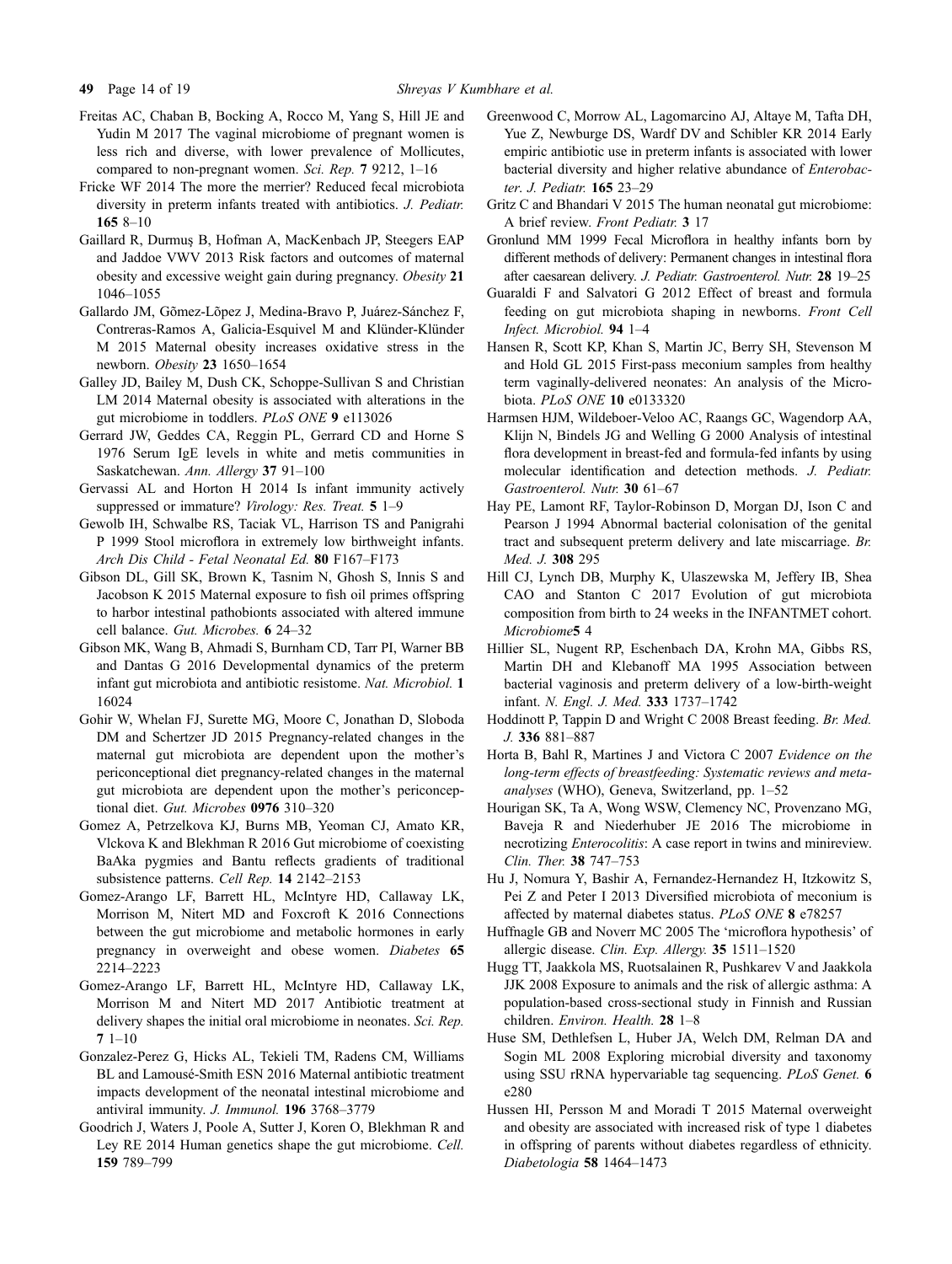Freitas AC, Chaban B, Bocking A, Rocco M, Yang S, Hill JE and Yudin M 2017 The vaginal microbiome of pregnant women is less rich and diverse, with lower prevalence of Mollicutes, compared to non-pregnant women. *Sci. Rep.* **7** 9212, 1–16

Fricke WF 2014 The more the merrier? Reduced fecal microbiota diversity in preterm infants treated with antibiotics. *J. Pediatr.* **165** 8–10

Gaillard R, Durmuş B, Hofman A, MacKenbach JP, Steegers EAP and Jaddoe VWV 2013 Risk factors and outcomes of maternal obesity and excessive weight gain during pregnancy. *Obesity* **21** 1046–1055

Gallardo JM, Gõmez-Lõpez J, Medina-Bravo P, Juárez-Sánchez F, Contreras-Ramos A, Galicia-Esquivel M and Klünder-Klünder M 2015 Maternal obesity increases oxidative stress in the newborn. *Obesity* **23** 1650–1654

Galley JD, Bailey M, Dush CK, Schoppe-Sullivan S and Christian LM 2014 Maternal obesity is associated with alterations in the gut microbiome in toddlers. *PLoS ONE* **9** e113026

Gerrard JW, Geddes CA, Reggin PL, Gerrard CD and Horne S 1976 Serum IgE levels in white and metis communities in Saskatchewan. *Ann. Allergy* **37** 91–100

Gervassi AL and Horton H 2014 Is infant immunity actively suppressed or immature? *Virology: Res. Treat.* **5** 1–9

Gewolb IH, Schwalbe RS, Taciak VL, Harrison TS and Panigrahi P 1999 Stool microflora in extremely low birthweight infants. *Arch Dis Child - Fetal Neonatal Ed.* **80** F167–F173

Gibson DL, Gill SK, Brown K, Tasnim N, Ghosh S, Innis S and Jacobson K 2015 Maternal exposure to fish oil primes offspring to harbor intestinal pathobionts associated with altered immune cell balance. *Gut. Microbes.* **6** 24–32

Gibson MK, Wang B, Ahmadi S, Burnham CD, Tarr PI, Warner BB and Dantas G 2016 Developmental dynamics of the preterm infant gut microbiota and antibiotic resistome. *Nat. Microbiol.* **1** 16024

Gohir W, Whelan FJ, Surette MG, Moore C, Jonathan D, Sloboda DM and Schertzer JD 2015 Pregnancy-related changes in the maternal gut microbiota are dependent upon the mother's periconceptional diet pregnancy-related changes in the maternal gut microbiota are dependent upon the mother's periconceptional diet. *Gut. Microbes* **0976** 310–320

Gomez A, Petrzelkova KJ, Burns MB, Yeoman CJ, Amato KR, Vlckova K and Blekhman R 2016 Gut microbiome of coexisting BaAka pygmies and Bantu reflects gradients of traditional subsistence patterns. *Cell Rep.* **14** 2142–2153

Gomez-Arango LF, Barrett HL, McIntyre HD, Callaway LK, Morrison M, Nitert MD and Foxcroft K 2016 Connections between the gut microbiome and metabolic hormones in early pregnancy in overweight and obese women. *Diabetes* **65** 2214–2223

Gomez-Arango LF, Barrett HL, McIntyre HD, Callaway LK, Morrison M and Nitert MD 2017 Antibiotic treatment at delivery shapes the initial oral microbiome in neonates. *Sci. Rep.* **7** 1–10

Gonzalez-Perez G, Hicks AL, Tekieli TM, Radens CM, Williams BL and Lamousé-Smith ESN 2016 Maternal antibiotic treatment impacts development of the neonatal intestinal microbiome and antiviral immunity. *J. Immunol.* **196** 3768–3779

Goodrich J, Waters J, Poole A, Sutter J, Koren O, Blekhman R and Ley RE 2014 Human genetics shape the gut microbiome. *Cell.* **159** 789–799

Greenwood C, Morrow AL, Lagomarcino AJ, Altaye M, Tafta DH, Yue Z, Newburge DS, Wardf DV and Schibler KR 2014 Early empiric antibiotic use in preterm infants is associated with lower bacterial diversity and higher relative abundance of *Enterobacter*. *J. Pediatr.* **165** 23–29

Gritz C and Bhandari V 2015 The human neonatal gut microbiome: A brief review. *Front Pediatr.* **3** 17

Gronlund MM 1999 Fecal Microflora in healthy infants born by different methods of delivery: Permanent changes in intestinal flora after caesarean delivery. *J. Pediatr. Gastroenterol. Nutr.* **28** 19–25

Guaraldi F and Salvatori G 2012 Effect of breast and formula feeding on gut microbiota shaping in newborns. *Front Cell Infect. Microbiol.* **94** 1–4

Hansen R, Scott KP, Khan S, Martin JC, Berry SH, Stevenson M and Hold GL 2015 First-pass meconium samples from healthy term vaginally-delivered neonates: An analysis of the Microbiota. *PLoS ONE* **10** e0133320

Harmsen HJM, Wildeboer-Veloo AC, Raangs GC, Wagendorp AA, Klijn N, Bindels JG and Welling G 2000 Analysis of intestinal flora development in breast-fed and formula-fed infants by using molecular identification and detection methods. *J. Pediatr. Gastroenterol. Nutr.* **30** 61–67

Hay PE, Lamont RF, Taylor-Robinson D, Morgan DJ, Ison C and Pearson J 1994 Abnormal bacterial colonisation of the genital tract and subsequent preterm delivery and late miscarriage. *Br. Med. J.* **308** 295

Hill CJ, Lynch DB, Murphy K, Ulaszewska M, Jeffery IB, Shea CAO and Stanton C 2017 Evolution of gut microbiota composition from birth to 24 weeks in the INFANTMET cohort. *Microbiome* **5** 4

Hillier SL, Nugent RP, Eschenbach DA, Krohn MA, Gibbs RS, Martin DH and Klebanoff MA 1995 Association between bacterial vaginosis and preterm delivery of a low-birth-weight infant. *N. Engl. J. Med.* **333** 1737–1742

Hoddinott P, Tappin D and Wright C 2008 Breast feeding. *Br. Med. J.* **336** 881–887

Horta B, Bahl R, Martines J and Victora C 2007 *Evidence on the long-term effects of breastfeeding: Systematic reviews and meta-analyses* (WHO), Geneva, Switzerland, pp. 1–52

Hourigan SK, Ta A, Wong WSW, Clemency NC, Provenzano MG, Baveja R and Niederhuber JE 2016 The microbiome in necrotizing *Enterocolitis*: A case report in twins and minireview. *Clin. Ther.* **38** 747–753

Hu J, Nomura Y, Bashir A, Fernandez-Hernandez H, Itzkowitz S, Pei Z and Peter I 2013 Diversified microbiota of meconium is affected by maternal diabetes status. *PLoS ONE* **8** e78257

Huffnagle GB and Noverr MC 2005 The 'microflora hypothesis' of allergic disease. *Clin. Exp. Allergy.* **35** 1511–1520

Hugg TT, Jaakkola MS, Ruotsalainen R, Pushkarev V and Jaakkola JJK 2008 Exposure to animals and the risk of allergic asthma: A population-based cross-sectional study in Finnish and Russian children. *Environ. Health.* **28** 1–8

Huse SM, Dethlefsen L, Huber JA, Welch DM, Relman DA and Sogin ML 2008 Exploring microbial diversity and taxonomy using SSU rRNA hypervariable tag sequencing. *PLoS Genet.* **6** e280

Hussen HI, Persson M and Moradi T 2015 Maternal overweight and obesity are associated with increased risk of type 1 diabetes in offspring of parents without diabetes regardless of ethnicity. *Diabetologia* **58** 1464–1473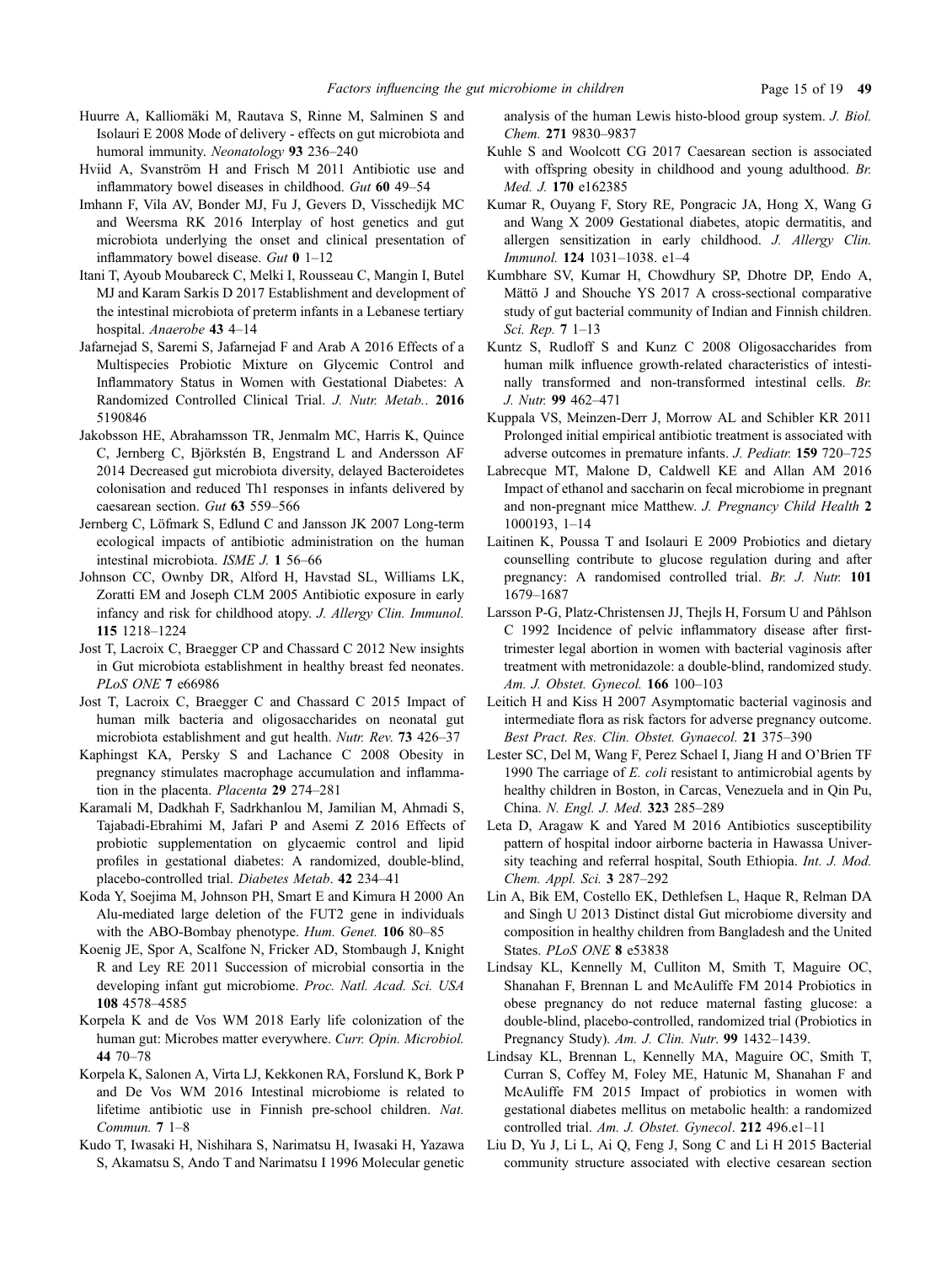Huurre A, Kalliomäki M, Rautava S, Rinne M, Salminen S and Isolauri E 2008 Mode of delivery - effects on gut microbiota and humoral immunity. *Neonatology* **93** 236–240

Hviid A, Svanström H and Frisch M 2011 Antibiotic use and inflammatory bowel diseases in childhood. *Gut* **60** 49–54

Imhann F, Vila AV, Bonder MJ, Fu J, Gevers D, Visschedijk MC and Weersma RK 2016 Interplay of host genetics and gut microbiota underlying the onset and clinical presentation of inflammatory bowel disease. *Gut* **0** 1–12

Itani T, Ayoub Moubareck C, Melki I, Rousseau C, Mangin I, Butel MJ and Karam Sarkis D 2017 Establishment and development of the intestinal microbiota of preterm infants in a Lebanese tertiary hospital. *Anaerobe* **43** 4–14

Jafarnejad S, Saremi S, Jafarnejad F and Arab A 2016 Effects of a Multispecies Probiotic Mixture on Glycemic Control and Inflammatory Status in Women with Gestational Diabetes: A Randomized Controlled Clinical Trial. *J. Nutr. Metab.*. **2016** 5190846

Jakobsson HE, Abrahamsson TR, Jenmalm MC, Harris K, Quince C, Jernberg C, Björkstén B, Engstrand L and Andersson AF 2014 Decreased gut microbiota diversity, delayed Bacteroidetes colonisation and reduced Th1 responses in infants delivered by caesarean section. *Gut* **63** 559–566

Jernberg C, Löfmark S, Edlund C and Jansson JK 2007 Long-term ecological impacts of antibiotic administration on the human intestinal microbiota. *ISME J.* **1** 56–66

Johnson CC, Ownby DR, Alford H, Havstad SL, Williams LK, Zoratti EM and Joseph CLM 2005 Antibiotic exposure in early infancy and risk for childhood atopy. *J. Allergy Clin. Immunol.* **115** 1218–1224

Jost T, Lacroix C, Braegger CP and Chassard C 2012 New insights in Gut microbiota establishment in healthy breast fed neonates. *PLoS ONE* **7** e66986

Jost T, Lacroix C, Braegger C and Chassard C 2015 Impact of human milk bacteria and oligosaccharides on neonatal gut microbiota establishment and gut health. *Nutr. Rev.* **73** 426–37

Kaphingst KA, Persky S and Lachance C 2008 Obesity in pregnancy stimulates macrophage accumulation and inflammation in the placenta. *Placenta* **29** 274–281

Karamali M, Dadkhah F, Sadrkhanlou M, Jamilian M, Ahmadi S, Tajabadi-Ebrahimi M, Jafari P and Asemi Z 2016 Effects of probiotic supplementation on glycaemic control and lipid profiles in gestational diabetes: A randomized, double-blind, placebo-controlled trial. *Diabetes Metab*. **42** 234–41

Koda Y, Soejima M, Johnson PH, Smart E and Kimura H 2000 An Alu-mediated large deletion of the FUT2 gene in individuals with the ABO-Bombay phenotype. *Hum. Genet.* **106** 80–85

Koenig JE, Spor A, Scalfone N, Fricker AD, Stombaugh J, Knight R and Ley RE 2011 Succession of microbial consortia in the developing infant gut microbiome. *Proc. Natl. Acad. Sci. USA* **108** 4578–4585

Korpela K and de Vos WM 2018 Early life colonization of the human gut: Microbes matter everywhere. *Curr. Opin. Microbiol.* **44** 70–78

Korpela K, Salonen A, Virta LJ, Kekkonen RA, Forslund K, Bork P and De Vos WM 2016 Intestinal microbiome is related to lifetime antibiotic use in Finnish pre-school children. *Nat. Commun.* **7** 1–8

Kudo T, Iwasaki H, Nishihara S, Narimatsu H, Iwasaki H, Yazawa S, Akamatsu S, Ando T and Narimatsu I 1996 Molecular genetic analysis of the human Lewis histo-blood group system. *J. Biol. Chem.* **271** 9830–9837

Kuhle S and Woolcott CG 2017 Caesarean section is associated with offspring obesity in childhood and young adulthood. *Br. Med. J.* **170** e162385

Kumar R, Ouyang F, Story RE, Pongracic JA, Hong X, Wang G and Wang X 2009 Gestational diabetes, atopic dermatitis, and allergen sensitization in early childhood. *J. Allergy Clin. Immunol.* **124** 1031–1038. e1–4

Kumbhare SV, Kumar H, Chowdhury SP, Dhotre DP, Endo A, Mättö J and Shouche YS 2017 A cross-sectional comparative study of gut bacterial community of Indian and Finnish children. *Sci. Rep.* **7** 1–13

Kuntz S, Rudloff S and Kunz C 2008 Oligosaccharides from human milk influence growth-related characteristics of intestinally transformed and non-transformed intestinal cells. *Br. J. Nutr.* **99** 462–471

Kuppala VS, Meinzen-Derr J, Morrow AL and Schibler KR 2011 Prolonged initial empirical antibiotic treatment is associated with adverse outcomes in premature infants. *J. Pediatr.* **159** 720–725

Labrecque MT, Malone D, Caldwell KE and Allan AM 2016 Impact of ethanol and saccharin on fecal microbiome in pregnant and non-pregnant mice Matthew. *J. Pregnancy Child Health* **2** 1000193, 1–14

Laitinen K, Poussa T and Isolauri E 2009 Probiotics and dietary counselling contribute to glucose regulation during and after pregnancy: A randomised controlled trial. *Br. J. Nutr.* **101** 1679–1687

Larsson P-G, Platz-Christensen JJ, Thejls H, Forsum U and Påhlson C 1992 Incidence of pelvic inflammatory disease after first-trimester legal abortion in women with bacterial vaginosis after treatment with metronidazole: a double-blind, randomized study. *Am. J. Obstet. Gynecol.* **166** 100–103

Leitich H and Kiss H 2007 Asymptomatic bacterial vaginosis and intermediate flora as risk factors for adverse pregnancy outcome. *Best Pract. Res. Clin. Obstet. Gynaecol.* **21** 375–390

Lester SC, Del M, Wang F, Perez Schael I, Jiang H and O'Brien TF 1990 The carriage of *E. coli* resistant to antimicrobial agents by healthy children in Boston, in Carcas, Venezuela and in Qin Pu, China. *N. Engl. J. Med.* **323** 285–289

Leta D, Aragaw K and Yared M 2016 Antibiotics susceptibility pattern of hospital indoor airborne bacteria in Hawassa University teaching and referral hospital, South Ethiopia. *Int. J. Mod. Chem. Appl. Sci.* **3** 287–292

Lin A, Bik EM, Costello EK, Dethlefsen L, Haque R, Relman DA and Singh U 2013 Distinct distal Gut microbiome diversity and composition in healthy children from Bangladesh and the United States. *PLoS ONE* **8** e53838

Lindsay KL, Kennelly M, Culliton M, Smith T, Maguire OC, Shanahan F, Brennan L and McAuliffe FM 2014 Probiotics in obese pregnancy do not reduce maternal fasting glucose: a double-blind, placebo-controlled, randomized trial (Probiotics in Pregnancy Study). *Am. J. Clin. Nutr.* **99** 1432–1439.

Lindsay KL, Brennan L, Kennelly MA, Maguire OC, Smith T, Curran S, Coffey M, Foley ME, Hatunic M, Shanahan F and McAuliffe FM 2015 Impact of probiotics in women with gestational diabetes mellitus on metabolic health: a randomized controlled trial. *Am. J. Obstet. Gynecol*. **212** 496.e1–11

Liu D, Yu J, Li L, Ai Q, Feng J, Song C and Li H 2015 Bacterial community structure associated with elective cesarean section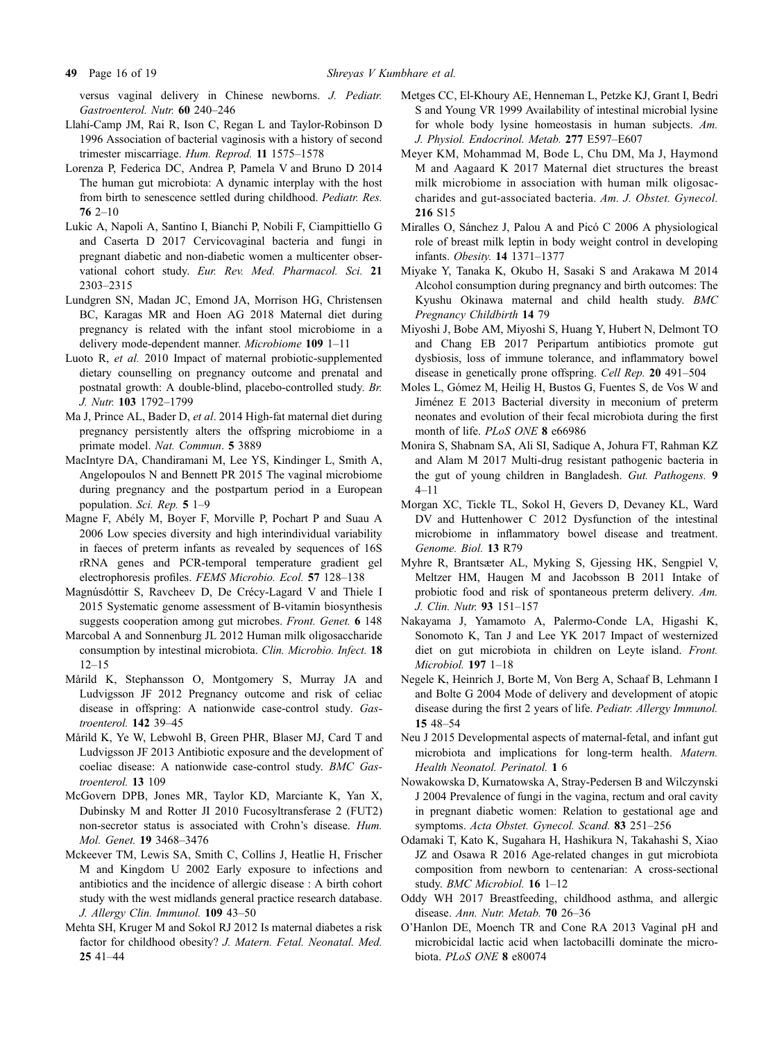versus vaginal delivery in Chinese newborns. *J. Pediatr. Gastroenterol. Nutr.* **60** 240–246

Llahí-Camp JM, Rai R, Ison C, Regan L and Taylor-Robinson D 1996 Association of bacterial vaginosis with a history of second trimester miscarriage. *Hum. Reprod.* **11** 1575–1578

Lorenza P, Federica DC, Andrea P, Pamela V and Bruno D 2014 The human gut microbiota: A dynamic interplay with the host from birth to senescence settled during childhood. *Pediatr. Res.* **76** 2–10

Lukic A, Napoli A, Santino I, Bianchi P, Nobili F, Ciampittiello G and Caserta D 2017 Cervicovaginal bacteria and fungi in pregnant diabetic and non-diabetic women a multicenter observational cohort study. *Eur. Rev. Med. Pharmacol. Sci.* **21** 2303–2315

Lundgren SN, Madan JC, Emond JA, Morrison HG, Christensen BC, Karagas MR and Hoen AG 2018 Maternal diet during pregnancy is related with the infant stool microbiome in a delivery mode-dependent manner. *Microbiome* **109** 1–11

Luoto R, *et al.* 2010 Impact of maternal probiotic-supplemented dietary counselling on pregnancy outcome and prenatal and postnatal growth: A double-blind, placebo-controlled study. *Br. J. Nutr.* **103** 1792–1799

Ma J, Prince AL, Bader D, *et al*. 2014 High-fat maternal diet during pregnancy persistently alters the offspring microbiome in a primate model. *Nat. Commun*. **5** 3889

MacIntyre DA, Chandiramani M, Lee YS, Kindinger L, Smith A, Angelopoulos N and Bennett PR 2015 The vaginal microbiome during pregnancy and the postpartum period in a European population. *Sci. Rep.* **5** 1–9

Magne F, Abély M, Boyer F, Morville P, Pochart P and Suau A 2006 Low species diversity and high interindividual variability in faeces of preterm infants as revealed by sequences of 16S rRNA genes and PCR-temporal temperature gradient gel electrophoresis profiles. *FEMS Microbio. Ecol.* **57** 128–138

Magnúsdóttir S, Ravcheev D, De Crécy-Lagard V and Thiele I 2015 Systematic genome assessment of B-vitamin biosynthesis suggests cooperation among gut microbes. *Front. Genet.* **6** 148

Marcobal A and Sonnenburg JL 2012 Human milk oligosaccharide consumption by intestinal microbiota. *Clin. Microbio. Infect.* **18** 12–15

Mårild K, Stephansson O, Montgomery S, Murray JA and Ludvigsson JF 2012 Pregnancy outcome and risk of celiac disease in offspring: A nationwide case-control study. *Gastroenterol.* **142** 39–45

Mårild K, Ye W, Lebwohl B, Green PHR, Blaser MJ, Card T and Ludvigsson JF 2013 Antibiotic exposure and the development of coeliac disease: A nationwide case-control study. *BMC Gastroenterol.* **13** 109

McGovern DPB, Jones MR, Taylor KD, Marciante K, Yan X, Dubinsky M and Rotter JI 2010 Fucosyltransferase 2 (FUT2) non-secretor status is associated with Crohn's disease. *Hum. Mol. Genet.* **19** 3468–3476

Mckeever TM, Lewis SA, Smith C, Collins J, Heatlie H, Frischer M and Kingdom U 2002 Early exposure to infections and antibiotics and the incidence of allergic disease : A birth cohort study with the west midlands general practice research database. *J. Allergy Clin. Immunol.* **109** 43–50

Mehta SH, Kruger M and Sokol RJ 2012 Is maternal diabetes a risk factor for childhood obesity? *J. Matern. Fetal. Neonatal. Med.* **25** 41–44

Metges CC, El-Khoury AE, Henneman L, Petzke KJ, Grant I, Bedri S and Young VR 1999 Availability of intestinal microbial lysine for whole body lysine homeostasis in human subjects. *Am. J. Physiol. Endocrinol. Metab.* **277** E597–E607

Meyer KM, Mohammad M, Bode L, Chu DM, Ma J, Haymond M and Aagaard K 2017 Maternal diet structures the breast milk microbiome in association with human milk oligosaccharides and gut-associated bacteria. *Am. J. Obstet. Gynecol.* **216** S15

Miralles O, Sánchez J, Palou A and Picó C 2006 A physiological role of breast milk leptin in body weight control in developing infants. *Obesity.* **14** 1371–1377

Miyake Y, Tanaka K, Okubo H, Sasaki S and Arakawa M 2014 Alcohol consumption during pregnancy and birth outcomes: The Kyushu Okinawa maternal and child health study. *BMC Pregnancy Childbirth* **14** 79

Miyoshi J, Bobe AM, Miyoshi S, Huang Y, Hubert N, Delmont TO and Chang EB 2017 Peripartum antibiotics promote gut dysbiosis, loss of immune tolerance, and inflammatory bowel disease in genetically prone offspring. *Cell Rep.* **20** 491–504

Moles L, Gómez M, Heilig H, Bustos G, Fuentes S, de Vos W and Jiménez E 2013 Bacterial diversity in meconium of preterm neonates and evolution of their fecal microbiota during the first month of life. *PLoS ONE* **8** e66986

Monira S, Shabnam SA, Ali SI, Sadique A, Johura FT, Rahman KZ and Alam M 2017 Multi-drug resistant pathogenic bacteria in the gut of young children in Bangladesh. *Gut. Pathogens.* **9** 4–11

Morgan XC, Tickle TL, Sokol H, Gevers D, Devaney KL, Ward DV and Huttenhower C 2012 Dysfunction of the intestinal microbiome in inflammatory bowel disease and treatment. *Genome. Biol.* **13** R79

Myhre R, Brantsæter AL, Myking S, Gjessing HK, Sengpiel V, Meltzer HM, Haugen M and Jacobsson B 2011 Intake of probiotic food and risk of spontaneous preterm delivery. *Am. J. Clin. Nutr.* **93** 151–157

Nakayama J, Yamamoto A, Palermo-Conde LA, Higashi K, Sonomoto K, Tan J and Lee YK 2017 Impact of westernized diet on gut microbiota in children on Leyte island. *Front. Microbiol.* **197** 1–18

Negele K, Heinrich J, Borte M, Von Berg A, Schaaf B, Lehmann I and Bolte G 2004 Mode of delivery and development of atopic disease during the first 2 years of life. *Pediatr. Allergy Immunol.* **15** 48–54

Neu J 2015 Developmental aspects of maternal-fetal, and infant gut microbiota and implications for long-term health. *Matern. Health Neonatol. Perinatol.* **1** 6

Nowakowska D, Kurnatowska A, Stray-Pedersen B and Wilczynski J 2004 Prevalence of fungi in the vagina, rectum and oral cavity in pregnant diabetic women: Relation to gestational age and symptoms. *Acta Obstet. Gynecol. Scand.* **83** 251–256

Odamaki T, Kato K, Sugahara H, Hashikura N, Takahashi S, Xiao JZ and Osawa R 2016 Age-related changes in gut microbiota composition from newborn to centenarian: A cross-sectional study. *BMC Microbiol.* **16** 1–12

Oddy WH 2017 Breastfeeding, childhood asthma, and allergic disease. *Ann. Nutr. Metab.* **70** 26–36

O'Hanlon DE, Moench TR and Cone RA 2013 Vaginal pH and microbicidal lactic acid when lactobacilli dominate the microbiota. *PLoS ONE* **8** e80074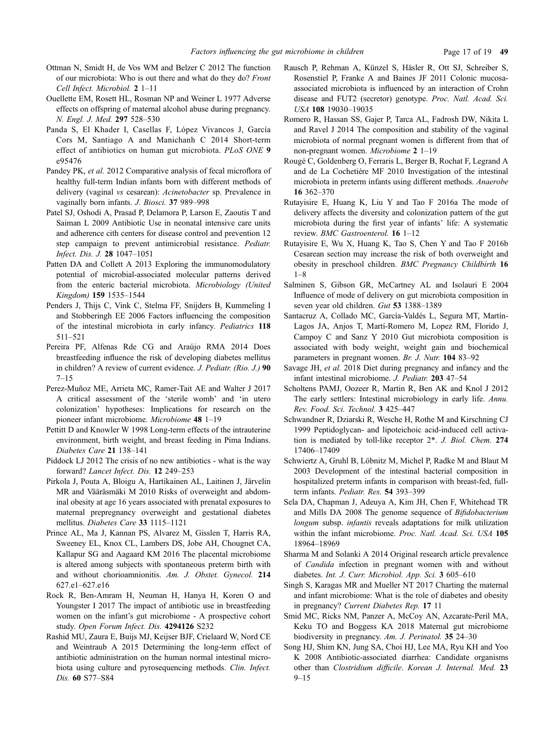Ottman N, Smidt H, de Vos WM and Belzer C 2012 The function of our microbiota: Who is out there and what do they do? *Front Cell Infect. Microbiol.* **2** 1–11

Ouellette EM, Rosett HL, Rosman NP and Weiner L 1977 Adverse effects on offspring of maternal alcohol abuse during pregnancy. *N. Engl. J. Med.* **297** 528–530

Panda S, El Khader I, Casellas F, López Vivancos J, García Cors M, Santiago A and Manichanh C 2014 Short-term effect of antibiotics on human gut microbiota. *PLoS ONE* **9** e95476

Pandey PK, *et al.* 2012 Comparative analysis of fecal microflora of healthy full-term Indian infants born with different methods of delivery (vaginal *vs* cesarean): *Acinetobacter* sp. Prevalence in vaginally born infants. *J. Biosci.* **37** 989–998

Patel SJ, Oshodi A, Prasad P, Delamora P, Larson E, Zaoutis T and Saiman L 2009 Antibiotic Use in neonatal intensive care units and adherence cith centers for disease control and prevention 12 step campaign to prevent antimicrobial resistance. *Pediatr. Infect. Dis. J.* **28** 1047–1051

Patten DA and Collett A 2013 Exploring the immunomodulatory potential of microbial-associated molecular patterns derived from the enteric bacterial microbiota. *Microbiology (United Kingdom)* **159** 1535–1544

Penders J, Thijs C, Vink C, Stelma FF, Snijders B, Kummeling I and Stobberingh EE 2006 Factors influencing the composition of the intestinal microbiota in early infancy. *Pediatrics* **118** 511–521

Pereira PF, Alfenas Rde CG and Araújo RMA 2014 Does breastfeeding influence the risk of developing diabetes mellitus in children? A review of current evidence. *J. Pediatr. (Rio. J.)* **90** 7–15

Perez-Muñoz ME, Arrieta MC, Ramer-Tait AE and Walter J 2017 A critical assessment of the 'sterile womb' and 'in utero colonization' hypotheses: Implications for research on the pioneer infant microbiome. *Microbiome* **48** 1–19

Pettitt D and Knowler W 1998 Long-term effects of the intrauterine environment, birth weight, and breast feeding in Pima Indians. *Diabetes Care* **21** 138–141

Piddock LJ 2012 The crisis of no new antibiotics - what is the way forward? *Lancet Infect. Dis.* **12** 249–253

Pirkola J, Pouta A, Bloigu A, Hartikainen AL, Laitinen J, Järvelin MR and Vääräsmäki M 2010 Risks of overweight and abdominal obesity at age 16 years associated with prenatal exposures to maternal prepregnancy overweight and gestational diabetes mellitus. *Diabetes Care* **33** 1115–1121

Prince AL, Ma J, Kannan PS, Alvarez M, Gisslen T, Harris RA, Sweeney EL, Knox CL, Lambers DS, Jobe AH, Chougnet CA, Kallapur SG and Aagaard KM 2016 The placental microbiome is altered among subjects with spontaneous preterm birth with and without chorioamnionitis. *Am. J. Obstet. Gynecol.* **214** 627.e1–627.e16

Rock R, Ben-Amram H, Neuman H, Hanya H, Koren O and Youngster I 2017 The impact of antibiotic use in breastfeeding women on the infant's gut microbiome - A prospective cohort study. *Open Forum Infect. Dis.* **4294126** S232

Rashid MU, Zaura E, Buijs MJ, Keijser BJF, Crielaard W, Nord CE and Weintraub A 2015 Determining the long-term effect of antibiotic administration on the human normal intestinal microbiota using culture and pyrosequencing methods. *Clin. Infect. Dis.* **60** S77–S84

Rausch P, Rehman A, Künzel S, Häsler R, Ott SJ, Schreiber S, Rosenstiel P, Franke A and Baines JF 2011 Colonic mucosa-associated microbiota is influenced by an interaction of Crohn disease and FUT2 (secretor) genotype. *Proc. Natl. Acad. Sci. USA* **108** 19030–19035

Romero R, Hassan SS, Gajer P, Tarca AL, Fadrosh DW, Nikita L and Ravel J 2014 The composition and stability of the vaginal microbiota of normal pregnant women is different from that of non-pregnant women. *Microbiome* **2** 1–19

Rougé C, Goldenberg O, Ferraris L, Berger B, Rochat F, Legrand A and de La Cochetière MF 2010 Investigation of the intestinal microbiota in preterm infants using different methods. *Anaerobe* **16** 362–370

Rutayisire E, Huang K, Liu Y and Tao F 2016a The mode of delivery affects the diversity and colonization pattern of the gut microbiota during the first year of infants' life: A systematic review. *BMC Gastroenterol.* **16** 1–12

Rutayisire E, Wu X, Huang K, Tao S, Chen Y and Tao F 2016b Cesarean section may increase the risk of both overweight and obesity in preschool children. *BMC Pregnancy Childbirth* **16** 1–8

Salminen S, Gibson GR, McCartney AL and Isolauri E 2004 Influence of mode of delivery on gut microbiota composition in seven year old children. *Gut* **53** 1388–1389

Santacruz A, Collado MC, García-Valdés L, Segura MT, Martín-Lagos JA, Anjos T, Martí-Romero M, Lopez RM, Florido J, Campoy C and Sanz Y 2010 Gut microbiota composition is associated with body weight, weight gain and biochemical parameters in pregnant women. *Br. J. Nutr.* **104** 83–92

Savage JH, *et al.* 2018 Diet during pregnancy and infancy and the infant intestinal microbiome. *J. Pediatr.* **203** 47–54

Scholtens PAMJ, Oozeer R, Martin R, Ben AK and Knol J 2012 The early settlers: Intestinal microbiology in early life. *Annu. Rev. Food. Sci. Technol.* **3** 425–447

Schwandner R, Dziarski R, Wesche H, Rothe M and Kirschning CJ 1999 Peptidoglycan- and lipoteichoic acid-induced cell activation is mediated by toll-like receptor 2*. *J. Biol. Chem.* **274** 17406–17409

Schwiertz A, Gruhl B, Löbnitz M, Michel P, Radke M and Blaut M 2003 Development of the intestinal bacterial composition in hospitalized preterm infants in comparison with breast-fed, full-term infants. *Pediatr. Res.* **54** 393–399

Sela DA, Chapman J, Adeuya A, Kim JH, Chen F, Whitehead TR and Mills DA 2008 The genome sequence of *Bifidobacterium longum* subsp. *infantis* reveals adaptations for milk utilization within the infant microbiome. *Proc. Natl. Acad. Sci. USA* **105** 18964–18969

Sharma M and Solanki A 2014 Original research article prevalence of *Candida* infection in pregnant women with and without diabetes. *Int. J. Curr. Microbiol. App. Sci.* **3** 605–610

Singh S, Karagas MR and Mueller NT 2017 Charting the maternal and infant microbiome: What is the role of diabetes and obesity in pregnancy? *Current Diabetes Rep.* **17** 11

Smid MC, Ricks NM, Panzer A, McCoy AN, Azcarate-Peril MA, Keku TO and Boggess KA 2018 Maternal gut microbiome biodiversity in pregnancy. *Am. J. Perinatol.* **35** 24–30

Song HJ, Shim KN, Jung SA, Choi HJ, Lee MA, Ryu KH and Yoo K 2008 Antibiotic-associated diarrhea: Candidate organisms other than *Clostridium difficile*. *Korean J. Internal. Med.* **23** 9–15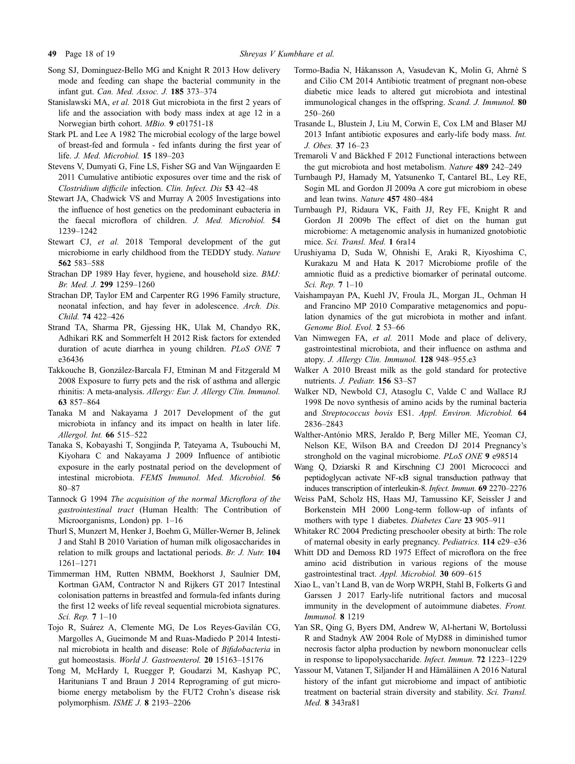Song SJ, Dominguez-Bello MG and Knight R 2013 How delivery mode and feeding can shape the bacterial community in the infant gut. *Can. Med. Assoc. J.* **185** 373–374

Stanislawski MA, *et al.* 2018 Gut microbiota in the first 2 years of life and the association with body mass index at age 12 in a Norwegian birth cohort. *MBio.* **9** e01751-18

Stark PL and Lee A 1982 The microbial ecology of the large bowel of breast-fed and formula - fed infants during the first year of life. *J. Med. Microbiol.* **15** 189–203

Stevens V, Dumyati G, Fine LS, Fisher SG and Van Wijngaarden E 2011 Cumulative antibiotic exposures over time and the risk of *Clostridium difficile* infection. *Clin. Infect. Dis* **53** 42–48

Stewart JA, Chadwick VS and Murray A 2005 Investigations into the influence of host genetics on the predominant eubacteria in the faecal microflora of children. *J. Med. Microbiol.* **54** 1239–1242

Stewart CJ, *et al.* 2018 Temporal development of the gut microbiome in early childhood from the TEDDY study. *Nature* **562** 583–588

Strachan DP 1989 Hay fever, hygiene, and household size. *BMJ: Br. Med. J.* **299** 1259–1260

Strachan DP, Taylor EM and Carpenter RG 1996 Family structure, neonatal infection, and hay fever in adolescence. *Arch. Dis. Child.* **74** 422–426

Strand TA, Sharma PR, Gjessing HK, Ulak M, Chandyo RK, Adhikari RK and Sommerfelt H 2012 Risk factors for extended duration of acute diarrhea in young children. *PLoS ONE* **7** e36436

Takkouche B, González-Barcala FJ, Etminan M and Fitzgerald M 2008 Exposure to furry pets and the risk of asthma and allergic rhinitis: A meta-analysis. *Allergy: Eur. J. Allergy Clin. Immunol.* **63** 857–864

Tanaka M and Nakayama J 2017 Development of the gut microbiota in infancy and its impact on health in later life. *Allergol. Int.* **66** 515–522

Tanaka S, Kobayashi T, Songjinda P, Tateyama A, Tsubouchi M, Kiyohara C and Nakayama J 2009 Influence of antibiotic exposure in the early postnatal period on the development of intestinal microbiota. *FEMS Immunol. Med. Microbiol.* **56** 80–87

Tannock G 1994 *The acquisition of the normal Microflora of the gastrointestinal tract* (Human Health: The Contribution of Microorganisms, London) pp. 1–16

Thurl S, Munzert M, Henker J, Boehm G, Müller-Werner B, Jelinek J and Stahl B 2010 Variation of human milk oligosaccharides in relation to milk groups and lactational periods. *Br. J. Nutr.* **104** 1261–1271

Timmerman HM, Rutten NBMM, Boekhorst J, Saulnier DM, Kortman GAM, Contractor N and Rijkers GT 2017 Intestinal colonisation patterns in breastfed and formula-fed infants during the first 12 weeks of life reveal sequential microbiota signatures. *Sci. Rep.* **7** 1–10

Tojo R, Suárez A, Clemente MG, De Los Reyes-Gavilán CG, Margolles A, Gueimonde M and Ruas-Madiedo P 2014 Intestinal microbiota in health and disease: Role of *Bifidobacteria* in gut homeostasis. *World J. Gastroenterol.* **20** 15163–15176

Tong M, McHardy I, Ruegger P, Goudarzi M, Kashyap PC, Haritunians T and Braun J 2014 Reprograming of gut microbiome energy metabolism by the FUT2 Crohn's disease risk polymorphism. *ISME J.* **8** 2193–2206

Tormo-Badia N, Håkansson A, Vasudevan K, Molin G, Ahrné S and Cilio CM 2014 Antibiotic treatment of pregnant non-obese diabetic mice leads to altered gut microbiota and intestinal immunological changes in the offspring. *Scand. J. Immunol.* **80** 250–260

Trasande L, Blustein J, Liu M, Corwin E, Cox LM and Blaser MJ 2013 Infant antibiotic exposures and early-life body mass. *Int. J. Obes.* **37** 16–23

Tremaroli V and Bäckhed F 2012 Functional interactions between the gut microbiota and host metabolism. *Nature* **489** 242–249

Turnbaugh PJ, Hamady M, Yatsunenko T, Cantarel BL, Ley RE, Sogin ML and Gordon JI 2009a A core gut microbiom in obese and lean twins. *Nature* **457** 480–484

Turnbaugh PJ, Ridaura VK, Faith JJ, Rey FE, Knight R and Gordon JI 2009b The effect of diet on the human gut microbiome: A metagenomic analysis in humanized gnotobiotic mice. *Sci. Transl. Med.* **1** 6ra14

Urushiyama D, Suda W, Ohnishi E, Araki R, Kiyoshima C, Kurakazu M and Hata K 2017 Microbiome profile of the amniotic fluid as a predictive biomarker of perinatal outcome. *Sci. Rep.* **7** 1–10

Vaishampayan PA, Kuehl JV, Froula JL, Morgan JL, Ochman H and Francino MP 2010 Comparative metagenomics and population dynamics of the gut microbiota in mother and infant. *Genome Biol. Evol.* **2** 53–66

Van Nimwegen FA, *et al.* 2011 Mode and place of delivery, gastrointestinal microbiota, and their influence on asthma and atopy. *J. Allergy Clin. Immunol.* **128** 948–955.e3

Walker A 2010 Breast milk as the gold standard for protective nutrients. *J. Pediatr.* **156** S3–S7

Walker ND, Newbold CJ, Atasoglu C, Valde C and Wallace RJ 1998 De novo synthesis of amino acids by the ruminal bacteria and *Streptococcus bovis* ES1. *Appl. Environ. Microbiol.* **64** 2836–2843

Walther-António MRS, Jeraldo P, Berg Miller ME, Yeoman CJ, Nelson KE, Wilson BA and Creedon DJ 2014 Pregnancy's stronghold on the vaginal microbiome. *PLoS ONE* **9** e98514

Wang Q, Dziarski R and Kirschning CJ 2001 Micrococci and peptidoglycan activate NF-κB signal transduction pathway that induces transcription of interleukin-8. *Infect. Immun.* **69** 2270–2276

Weiss PaM, Scholz HS, Haas MJ, Tamussino KF, Seissler J and Borkenstein MH 2000 Long-term follow-up of infants of mothers with type 1 diabetes. *Diabetes Care* **23** 905–911

Whitaker RC 2004 Predicting preschooler obesity at birth: The role of maternal obesity in early pregnancy. *Pediatrics.* **114** e29–e36

Whitt DD and Demoss RD 1975 Effect of microflora on the free amino acid distribution in various regions of the mouse gastrointestinal tract. *Appl. Microbiol.* **30** 609–615

Xiao L, van't Land B, van de Worp WRPH, Stahl B, Folkerts G and Garssen J 2017 Early-life nutritional factors and mucosal immunity in the development of autoimmune diabetes. *Front. Immunol.* **8** 1219

Yan SR, Qing G, Byers DM, Andrew W, Al-hertani W, Bortolussi R and Stadnyk AW 2004 Role of MyD88 in diminished tumor necrosis factor alpha production by newborn mononuclear cells in response to lipopolysaccharide. *Infect. Immun.* **72** 1223–1229

Yassour M, Vatanen T, Siljander H and Hämäläinen A 2016 Natural history of the infant gut microbiome and impact of antibiotic treatment on bacterial strain diversity and stability. *Sci. Transl. Med.* **8** 343ra81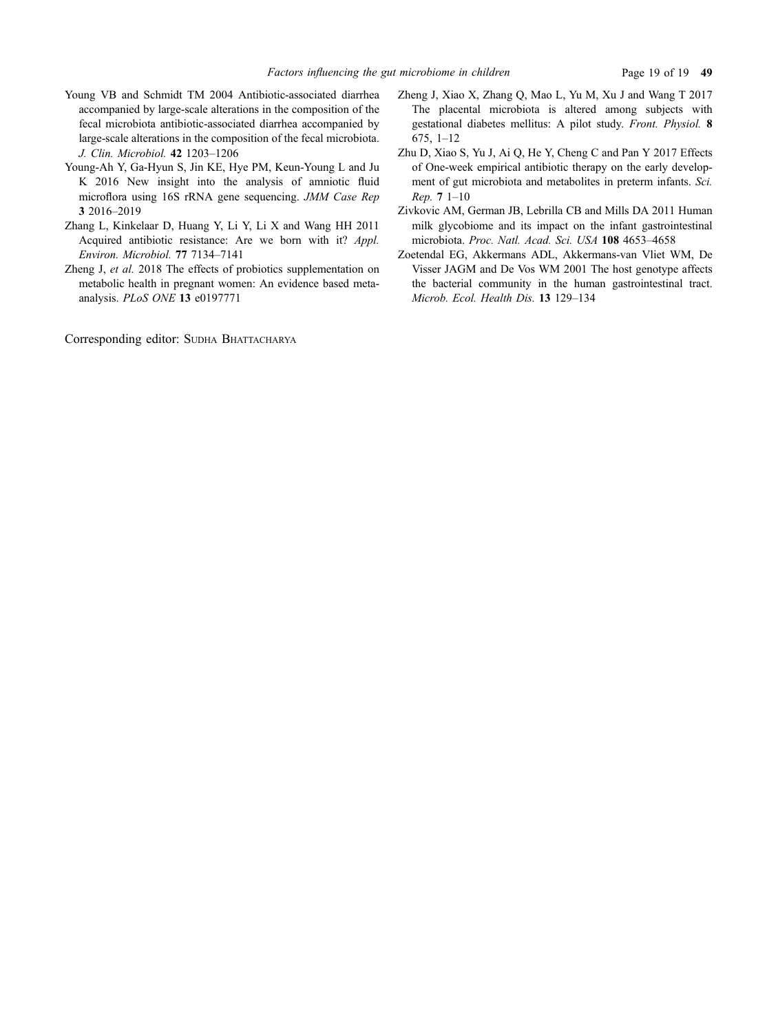Young VB and Schmidt TM 2004 Antibiotic-associated diarrhea accompanied by large-scale alterations in the composition of the fecal microbiota antibiotic-associated diarrhea accompanied by large-scale alterations in the composition of the fecal microbiota. *J. Clin. Microbiol.* **42** 1203–1206

Young-Ah Y, Ga-Hyun S, Jin KE, Hye PM, Keun-Young L and Ju K 2016 New insight into the analysis of amniotic fluid microflora using 16S rRNA gene sequencing. *JMM Case Rep* **3** 2016–2019

Zhang L, Kinkelaar D, Huang Y, Li Y, Li X and Wang HH 2011 Acquired antibiotic resistance: Are we born with it? *Appl. Environ. Microbiol.* **77** 7134–7141

Zheng J, *et al.* 2018 The effects of probiotics supplementation on metabolic health in pregnant women: An evidence based meta-analysis. *PLoS ONE* **13** e0197771

Zheng J, Xiao X, Zhang Q, Mao L, Yu M, Xu J and Wang T 2017 The placental microbiota is altered among subjects with gestational diabetes mellitus: A pilot study. *Front. Physiol.* **8** 675, 1–12

Zhu D, Xiao S, Yu J, Ai Q, He Y, Cheng C and Pan Y 2017 Effects of One-week empirical antibiotic therapy on the early development of gut microbiota and metabolites in preterm infants. *Sci. Rep.* **7** 1–10

Zivkovic AM, German JB, Lebrilla CB and Mills DA 2011 Human milk glycobiome and its impact on the infant gastrointestinal microbiota. *Proc. Natl. Acad. Sci. USA* **108** 4653–4658

Zoetendal EG, Akkermans ADL, Akkermans-van Vliet WM, De Visser JAGM and De Vos WM 2001 The host genotype affects the bacterial community in the human gastrointestinal tract. *Microb. Ecol. Health Dis.* **13** 129–134

Corresponding editor: SUDHA BHATTACHARYA